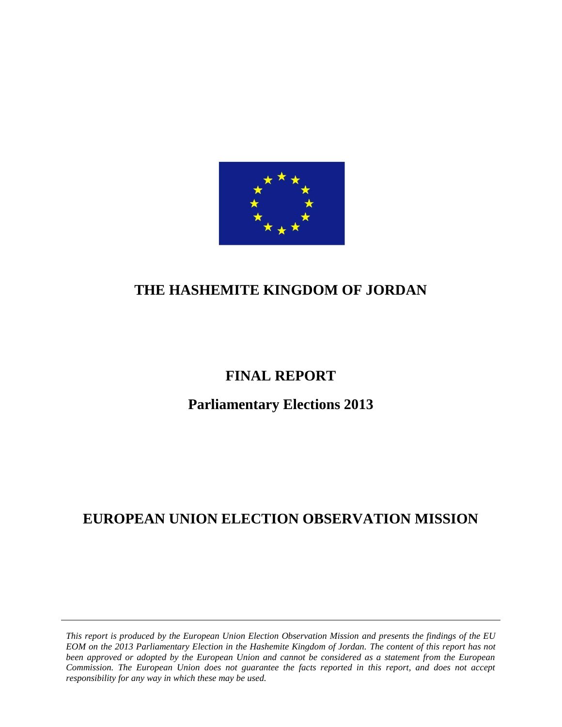# THE HASHEMITE KINGDOM OF JORDAN

# FINAL REPORT

## Parliamentary Elections 2013

# EUROPEAN UNION ELECTION OBSERVATION MISSION

---

*This report is produced by the European Union Election Observation Mission and presents the findings of the EU EOM on the 2013 Parliamentary Election in the Hashemite Kingdom of Jordan. The content of this report has not been approved or adopted by the European Union and cannot be considered as a statement from the European Commission. The European Union does not guarantee the facts reported in this report, and does not accept responsibility for any way in which these may be used.*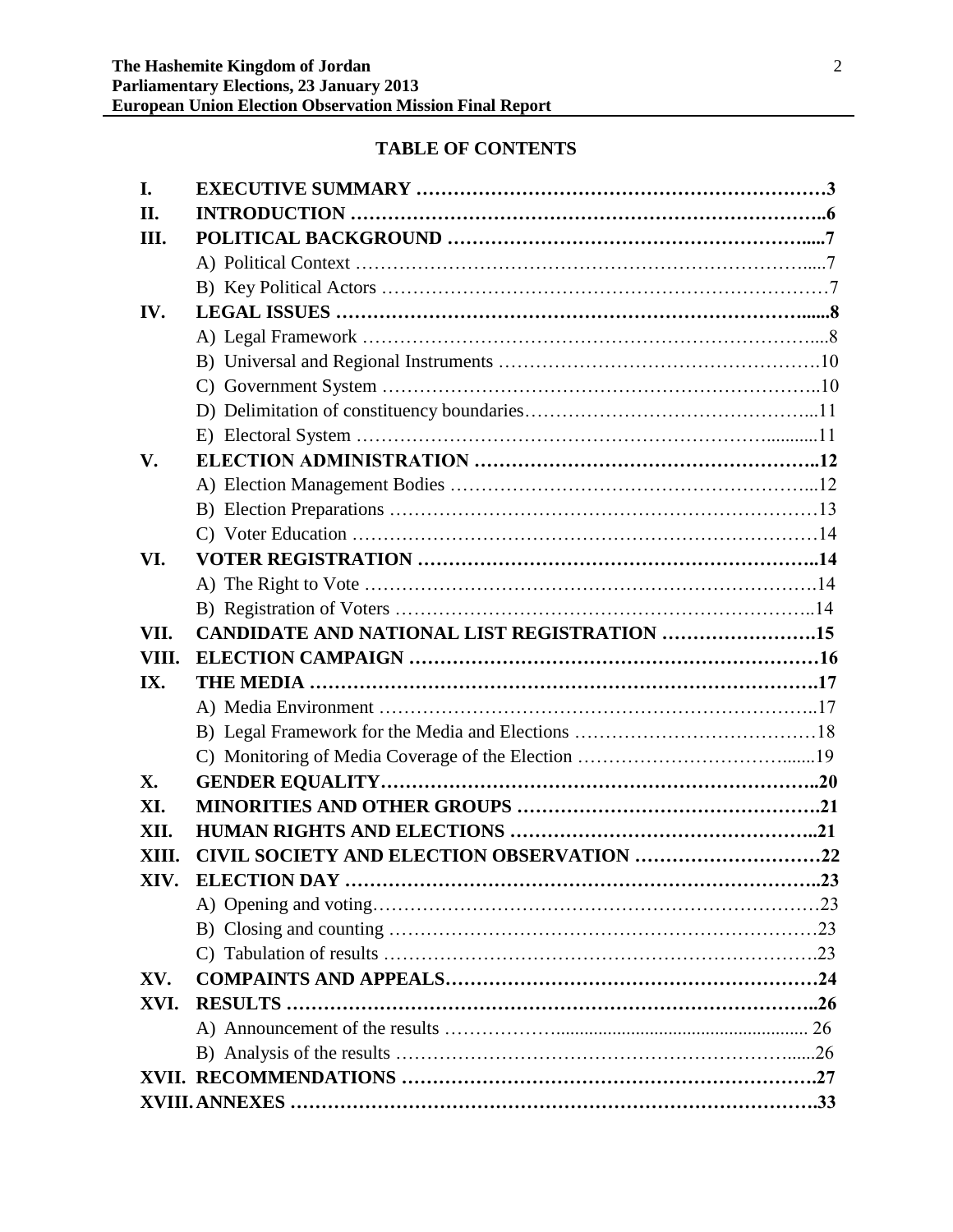## TABLE OF CONTENTS

| | | |
|---|---|---|
| **I.** | **EXECUTIVE SUMMARY** | **3** |
| **II.** | **INTRODUCTION** | **6** |
| **III.** | **POLITICAL BACKGROUND** | **7** |
| | A) Political Context | 7 |
| | B) Key Political Actors | 7 |
| **IV.** | **LEGAL ISSUES** | **8** |
| | A) Legal Framework | 8 |
| | B) Universal and Regional Instruments | 10 |
| | C) Government System | 10 |
| | D) Delimitation of constituency boundaries | 11 |
| | E) Electoral System | 11 |
| **V.** | **ELECTION ADMINISTRATION** | **12** |
| | A) Election Management Bodies | 12 |
| | B) Election Preparations | 13 |
| | C) Voter Education | 14 |
| **VI.** | **VOTER REGISTRATION** | **14** |
| | A) The Right to Vote | 14 |
| | B) Registration of Voters | 14 |
| **VII.** | **CANDIDATE AND NATIONAL LIST REGISTRATION** | **15** |
| **VIII.** | **ELECTION CAMPAIGN** | **16** |
| **IX.** | **THE MEDIA** | **17** |
| | A) Media Environment | 17 |
| | B) Legal Framework for the Media and Elections | 18 |
| | C) Monitoring of Media Coverage of the Election | 19 |
| **X.** | **GENDER EQUALITY** | **20** |
| **XI.** | **MINORITIES AND OTHER GROUPS** | **21** |
| **XII.** | **HUMAN RIGHTS AND ELECTIONS** | **21** |
| **XIII.** | **CIVIL SOCIETY AND ELECTION OBSERVATION** | **22** |
| **XIV.** | **ELECTION DAY** | **23** |
| | A) Opening and voting | 23 |
| | B) Closing and counting | 23 |
| | C) Tabulation of results | 23 |
| **XV.** | **COMPAINTS AND APPEALS** | **24** |
| **XVI.** | **RESULTS** | **26** |
| | A) Announcement of the results | 26 |
| | B) Analysis of the results | 26 |
| **XVII.** | **RECOMMENDATIONS** | **27** |
| **XVIII.** | **ANNEXES** | **33** |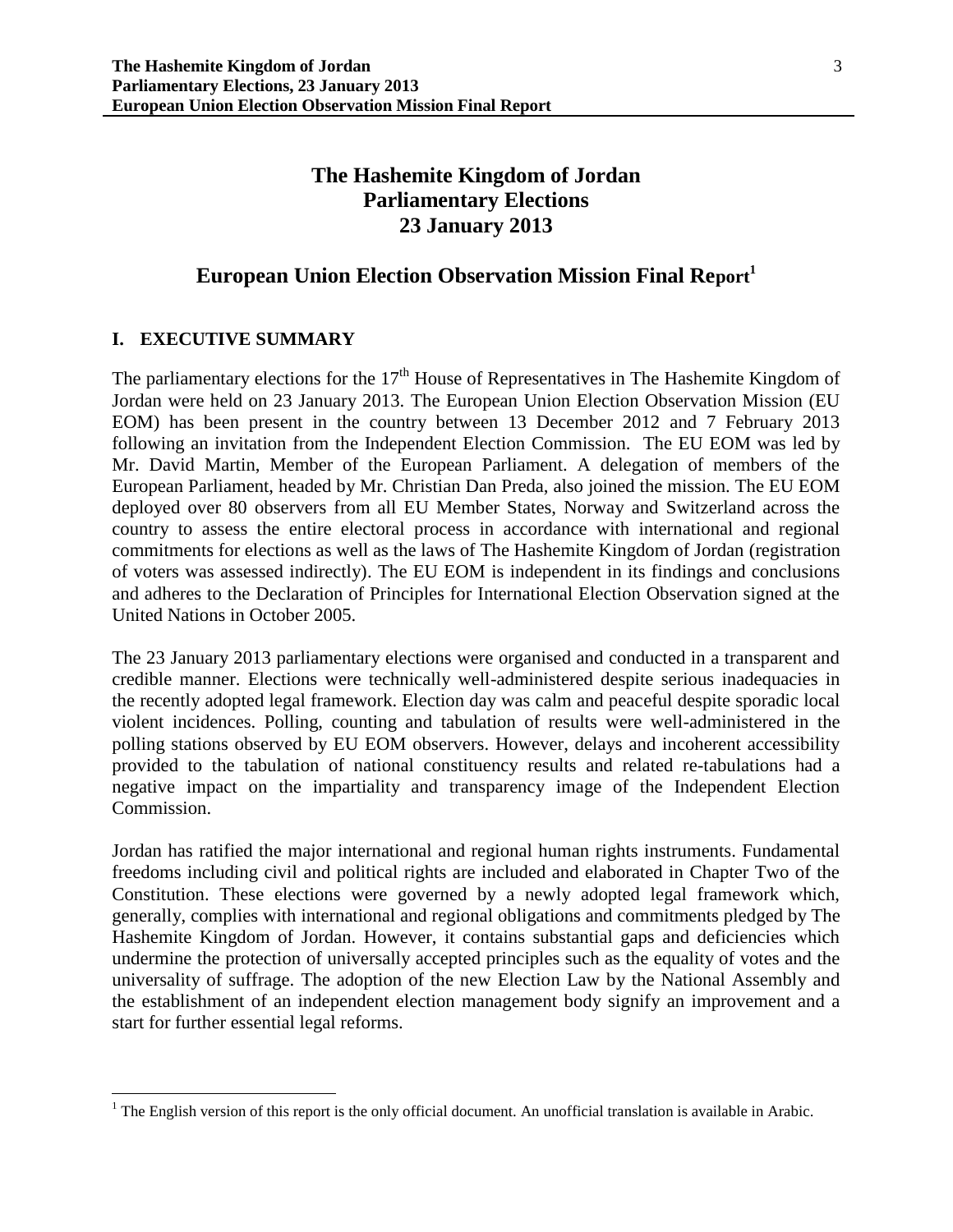# The Hashemite Kingdom of Jordan
# Parliamentary Elections
# 23 January 2013

## European Union Election Observation Mission Final Report[1]

### I. EXECUTIVE SUMMARY

The parliamentary elections for the 17th House of Representatives in The Hashemite Kingdom of Jordan were held on 23 January 2013. The European Union Election Observation Mission (EU EOM) has been present in the country between 13 December 2012 and 7 February 2013 following an invitation from the Independent Election Commission. The EU EOM was led by Mr. David Martin, Member of the European Parliament. A delegation of members of the European Parliament, headed by Mr. Christian Dan Preda, also joined the mission. The EU EOM deployed over 80 observers from all EU Member States, Norway and Switzerland across the country to assess the entire electoral process in accordance with international and regional commitments for elections as well as the laws of The Hashemite Kingdom of Jordan (registration of voters was assessed indirectly). The EU EOM is independent in its findings and conclusions and adheres to the Declaration of Principles for International Election Observation signed at the United Nations in October 2005.

The 23 January 2013 parliamentary elections were organised and conducted in a transparent and credible manner. Elections were technically well-administered despite serious inadequacies in the recently adopted legal framework. Election day was calm and peaceful despite sporadic local violent incidences. Polling, counting and tabulation of results were well-administered in the polling stations observed by EU EOM observers. However, delays and incoherent accessibility provided to the tabulation of national constituency results and related re-tabulations had a negative impact on the impartiality and transparency image of the Independent Election Commission.

Jordan has ratified the major international and regional human rights instruments. Fundamental freedoms including civil and political rights are included and elaborated in Chapter Two of the Constitution. These elections were governed by a newly adopted legal framework which, generally, complies with international and regional obligations and commitments pledged by The Hashemite Kingdom of Jordan. However, it contains substantial gaps and deficiencies which undermine the protection of universally accepted principles such as the equality of votes and the universality of suffrage. The adoption of the new Election Law by the National Assembly and the establishment of an independent election management body signify an improvement and a start for further essential legal reforms.

[1] The English version of this report is the only official document. An unofficial translation is available in Arabic.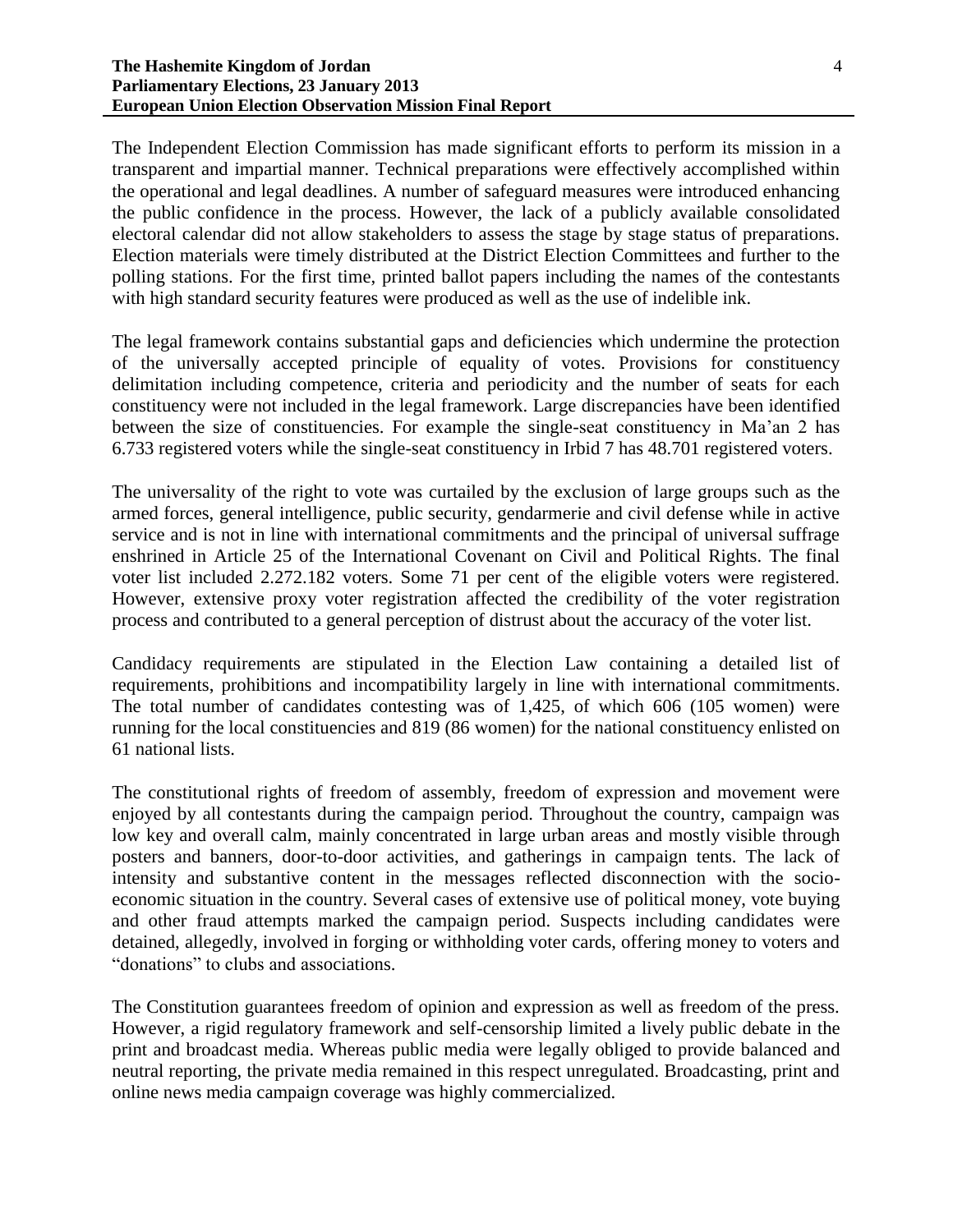The Independent Election Commission has made significant efforts to perform its mission in a transparent and impartial manner. Technical preparations were effectively accomplished within the operational and legal deadlines. A number of safeguard measures were introduced enhancing the public confidence in the process. However, the lack of a publicly available consolidated electoral calendar did not allow stakeholders to assess the stage by stage status of preparations. Election materials were timely distributed at the District Election Committees and further to the polling stations. For the first time, printed ballot papers including the names of the contestants with high standard security features were produced as well as the use of indelible ink.

The legal framework contains substantial gaps and deficiencies which undermine the protection of the universally accepted principle of equality of votes. Provisions for constituency delimitation including competence, criteria and periodicity and the number of seats for each constituency were not included in the legal framework. Large discrepancies have been identified between the size of constituencies. For example the single-seat constituency in Ma'an 2 has 6.733 registered voters while the single-seat constituency in Irbid 7 has 48.701 registered voters.

The universality of the right to vote was curtailed by the exclusion of large groups such as the armed forces, general intelligence, public security, gendarmerie and civil defense while in active service and is not in line with international commitments and the principal of universal suffrage enshrined in Article 25 of the International Covenant on Civil and Political Rights. The final voter list included 2.272.182 voters. Some 71 per cent of the eligible voters were registered. However, extensive proxy voter registration affected the credibility of the voter registration process and contributed to a general perception of distrust about the accuracy of the voter list.

Candidacy requirements are stipulated in the Election Law containing a detailed list of requirements, prohibitions and incompatibility largely in line with international commitments. The total number of candidates contesting was of 1,425, of which 606 (105 women) were running for the local constituencies and 819 (86 women) for the national constituency enlisted on 61 national lists.

The constitutional rights of freedom of assembly, freedom of expression and movement were enjoyed by all contestants during the campaign period. Throughout the country, campaign was low key and overall calm, mainly concentrated in large urban areas and mostly visible through posters and banners, door-to-door activities, and gatherings in campaign tents. The lack of intensity and substantive content in the messages reflected disconnection with the socio-economic situation in the country. Several cases of extensive use of political money, vote buying and other fraud attempts marked the campaign period. Suspects including candidates were detained, allegedly, involved in forging or withholding voter cards, offering money to voters and "donations" to clubs and associations.

The Constitution guarantees freedom of opinion and expression as well as freedom of the press. However, a rigid regulatory framework and self-censorship limited a lively public debate in the print and broadcast media. Whereas public media were legally obliged to provide balanced and neutral reporting, the private media remained in this respect unregulated. Broadcasting, print and online news media campaign coverage was highly commercialized.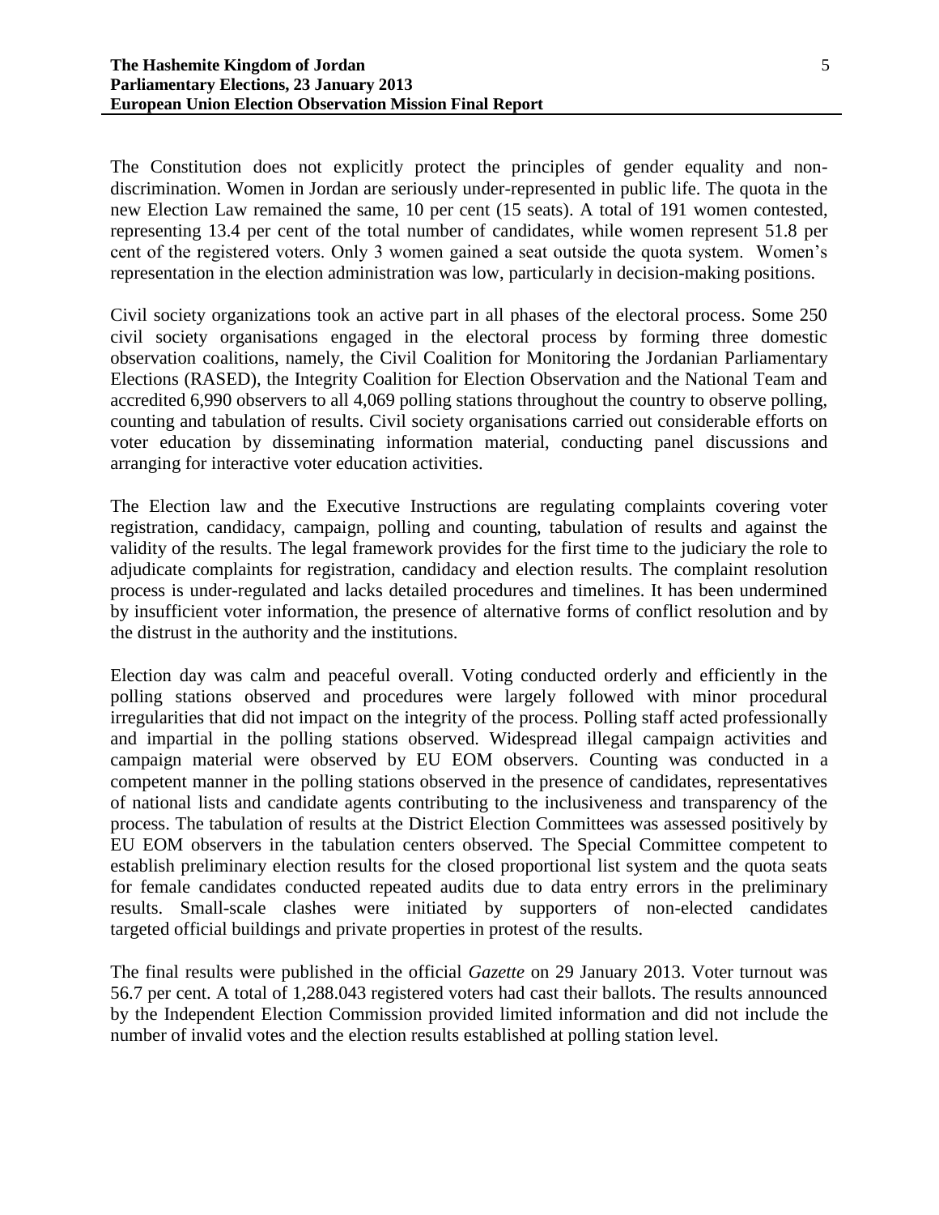The Constitution does not explicitly protect the principles of gender equality and non-discrimination. Women in Jordan are seriously under-represented in public life. The quota in the new Election Law remained the same, 10 per cent (15 seats). A total of 191 women contested, representing 13.4 per cent of the total number of candidates, while women represent 51.8 per cent of the registered voters. Only 3 women gained a seat outside the quota system. Women's representation in the election administration was low, particularly in decision-making positions.

Civil society organizations took an active part in all phases of the electoral process. Some 250 civil society organisations engaged in the electoral process by forming three domestic observation coalitions, namely, the Civil Coalition for Monitoring the Jordanian Parliamentary Elections (RASED), the Integrity Coalition for Election Observation and the National Team and accredited 6,990 observers to all 4,069 polling stations throughout the country to observe polling, counting and tabulation of results. Civil society organisations carried out considerable efforts on voter education by disseminating information material, conducting panel discussions and arranging for interactive voter education activities.

The Election law and the Executive Instructions are regulating complaints covering voter registration, candidacy, campaign, polling and counting, tabulation of results and against the validity of the results. The legal framework provides for the first time to the judiciary the role to adjudicate complaints for registration, candidacy and election results. The complaint resolution process is under-regulated and lacks detailed procedures and timelines. It has been undermined by insufficient voter information, the presence of alternative forms of conflict resolution and by the distrust in the authority and the institutions.

Election day was calm and peaceful overall. Voting conducted orderly and efficiently in the polling stations observed and procedures were largely followed with minor procedural irregularities that did not impact on the integrity of the process. Polling staff acted professionally and impartial in the polling stations observed. Widespread illegal campaign activities and campaign material were observed by EU EOM observers. Counting was conducted in a competent manner in the polling stations observed in the presence of candidates, representatives of national lists and candidate agents contributing to the inclusiveness and transparency of the process. The tabulation of results at the District Election Committees was assessed positively by EU EOM observers in the tabulation centers observed. The Special Committee competent to establish preliminary election results for the closed proportional list system and the quota seats for female candidates conducted repeated audits due to data entry errors in the preliminary results. Small-scale clashes were initiated by supporters of non-elected candidates targeted official buildings and private properties in protest of the results.

The final results were published in the official *Gazette* on 29 January 2013. Voter turnout was 56.7 per cent. A total of 1,288.043 registered voters had cast their ballots. The results announced by the Independent Election Commission provided limited information and did not include the number of invalid votes and the election results established at polling station level.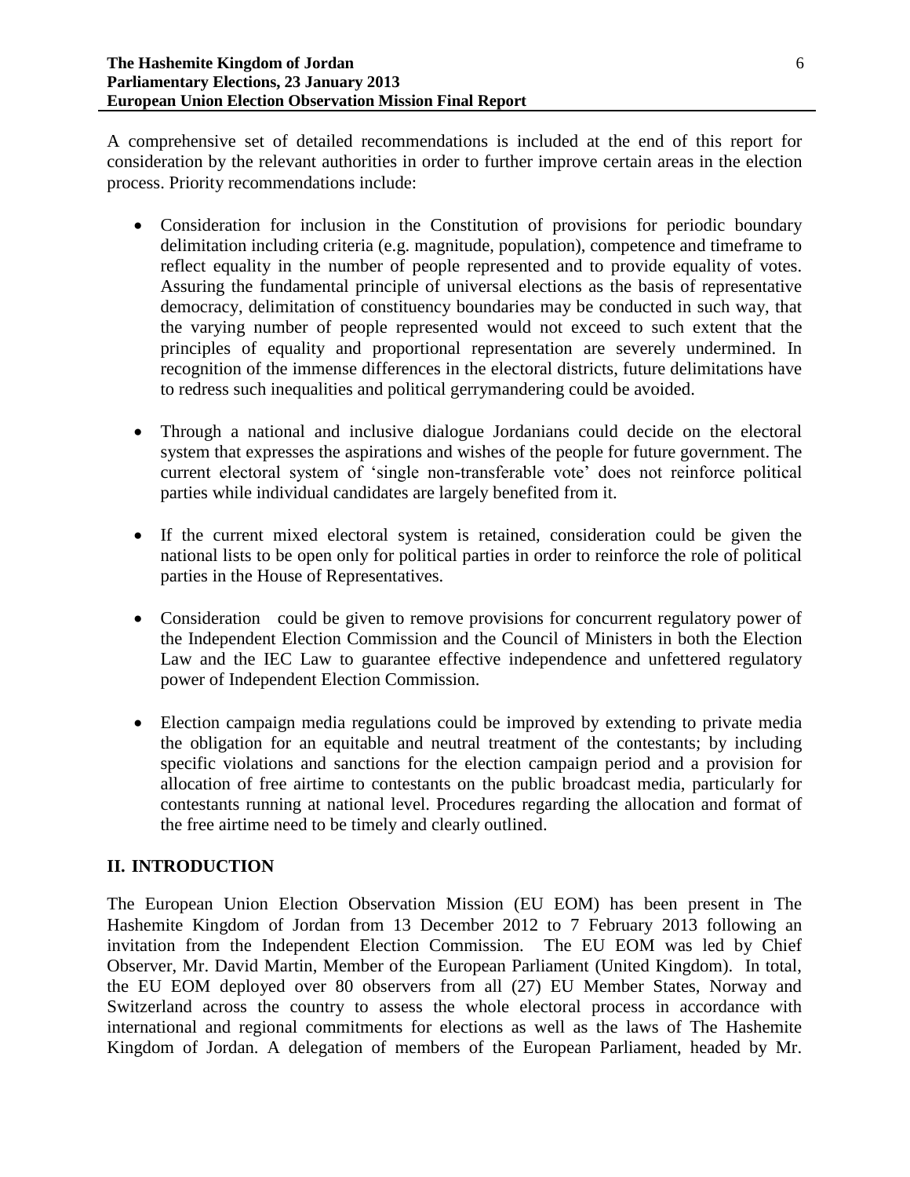A comprehensive set of detailed recommendations is included at the end of this report for consideration by the relevant authorities in order to further improve certain areas in the election process. Priority recommendations include:

- Consideration for inclusion in the Constitution of provisions for periodic boundary delimitation including criteria (e.g. magnitude, population), competence and timeframe to reflect equality in the number of people represented and to provide equality of votes. Assuring the fundamental principle of universal elections as the basis of representative democracy, delimitation of constituency boundaries may be conducted in such way, that the varying number of people represented would not exceed to such extent that the principles of equality and proportional representation are severely undermined. In recognition of the immense differences in the electoral districts, future delimitations have to redress such inequalities and political gerrymandering could be avoided.

- Through a national and inclusive dialogue Jordanians could decide on the electoral system that expresses the aspirations and wishes of the people for future government. The current electoral system of 'single non-transferable vote' does not reinforce political parties while individual candidates are largely benefited from it.

- If the current mixed electoral system is retained, consideration could be given the national lists to be open only for political parties in order to reinforce the role of political parties in the House of Representatives.

- Consideration could be given to remove provisions for concurrent regulatory power of the Independent Election Commission and the Council of Ministers in both the Election Law and the IEC Law to guarantee effective independence and unfettered regulatory power of Independent Election Commission.

- Election campaign media regulations could be improved by extending to private media the obligation for an equitable and neutral treatment of the contestants; by including specific violations and sanctions for the election campaign period and a provision for allocation of free airtime to contestants on the public broadcast media, particularly for contestants running at national level. Procedures regarding the allocation and format of the free airtime need to be timely and clearly outlined.

## II. INTRODUCTION

The European Union Election Observation Mission (EU EOM) has been present in The Hashemite Kingdom of Jordan from 13 December 2012 to 7 February 2013 following an invitation from the Independent Election Commission. The EU EOM was led by Chief Observer, Mr. David Martin, Member of the European Parliament (United Kingdom). In total, the EU EOM deployed over 80 observers from all (27) EU Member States, Norway and Switzerland across the country to assess the whole electoral process in accordance with international and regional commitments for elections as well as the laws of The Hashemite Kingdom of Jordan. A delegation of members of the European Parliament, headed by Mr.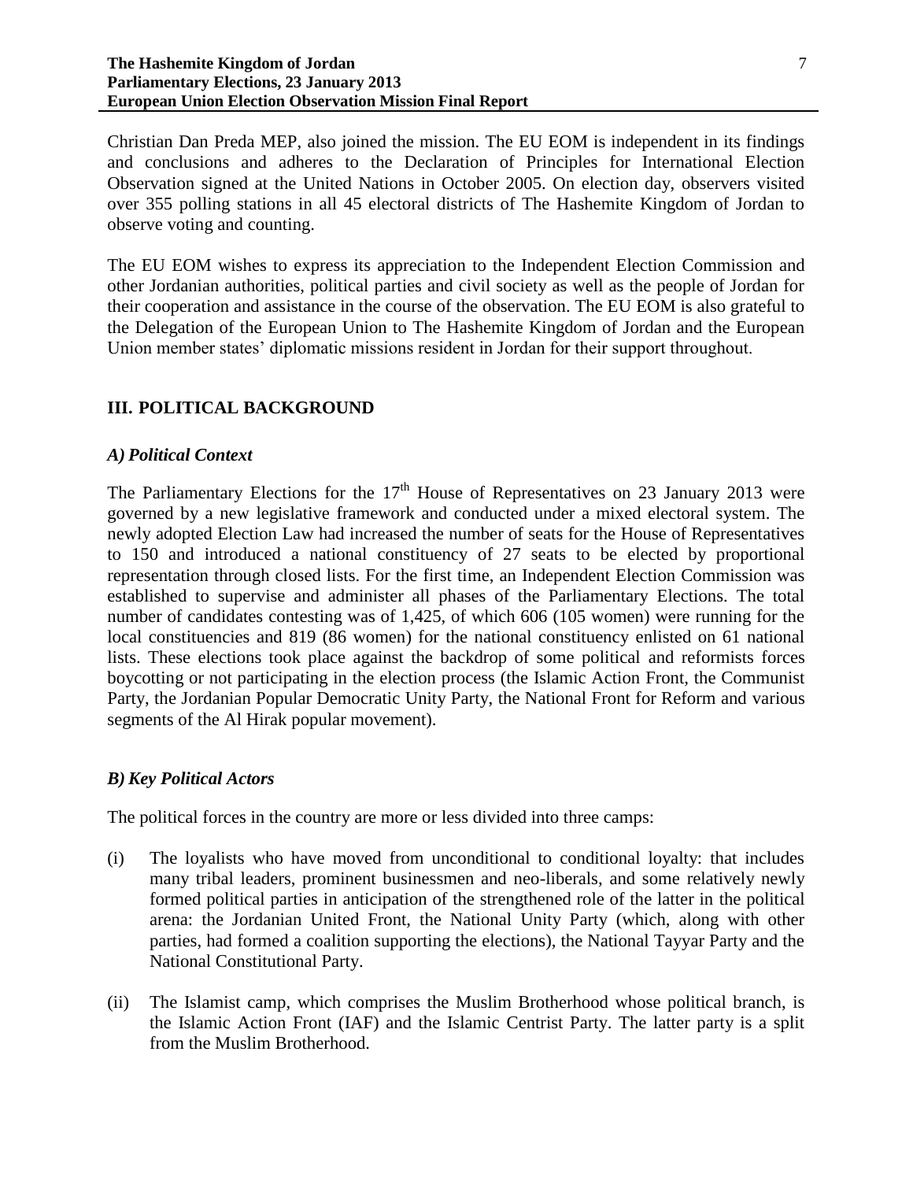Christian Dan Preda MEP, also joined the mission. The EU EOM is independent in its findings and conclusions and adheres to the Declaration of Principles for International Election Observation signed at the United Nations in October 2005. On election day, observers visited over 355 polling stations in all 45 electoral districts of The Hashemite Kingdom of Jordan to observe voting and counting.

The EU EOM wishes to express its appreciation to the Independent Election Commission and other Jordanian authorities, political parties and civil society as well as the people of Jordan for their cooperation and assistance in the course of the observation. The EU EOM is also grateful to the Delegation of the European Union to The Hashemite Kingdom of Jordan and the European Union member states' diplomatic missions resident in Jordan for their support throughout.

## III. POLITICAL BACKGROUND

### *A) Political Context*

The Parliamentary Elections for the 17th House of Representatives on 23 January 2013 were governed by a new legislative framework and conducted under a mixed electoral system. The newly adopted Election Law had increased the number of seats for the House of Representatives to 150 and introduced a national constituency of 27 seats to be elected by proportional representation through closed lists. For the first time, an Independent Election Commission was established to supervise and administer all phases of the Parliamentary Elections. The total number of candidates contesting was of 1,425, of which 606 (105 women) were running for the local constituencies and 819 (86 women) for the national constituency enlisted on 61 national lists. These elections took place against the backdrop of some political and reformists forces boycotting or not participating in the election process (the Islamic Action Front, the Communist Party, the Jordanian Popular Democratic Unity Party, the National Front for Reform and various segments of the Al Hirak popular movement).

### *B) Key Political Actors*

The political forces in the country are more or less divided into three camps:

(i) The loyalists who have moved from unconditional to conditional loyalty: that includes many tribal leaders, prominent businessmen and neo-liberals, and some relatively newly formed political parties in anticipation of the strengthened role of the latter in the political arena: the Jordanian United Front, the National Unity Party (which, along with other parties, had formed a coalition supporting the elections), the National Tayyar Party and the National Constitutional Party.

(ii) The Islamist camp, which comprises the Muslim Brotherhood whose political branch, is the Islamic Action Front (IAF) and the Islamic Centrist Party. The latter party is a split from the Muslim Brotherhood.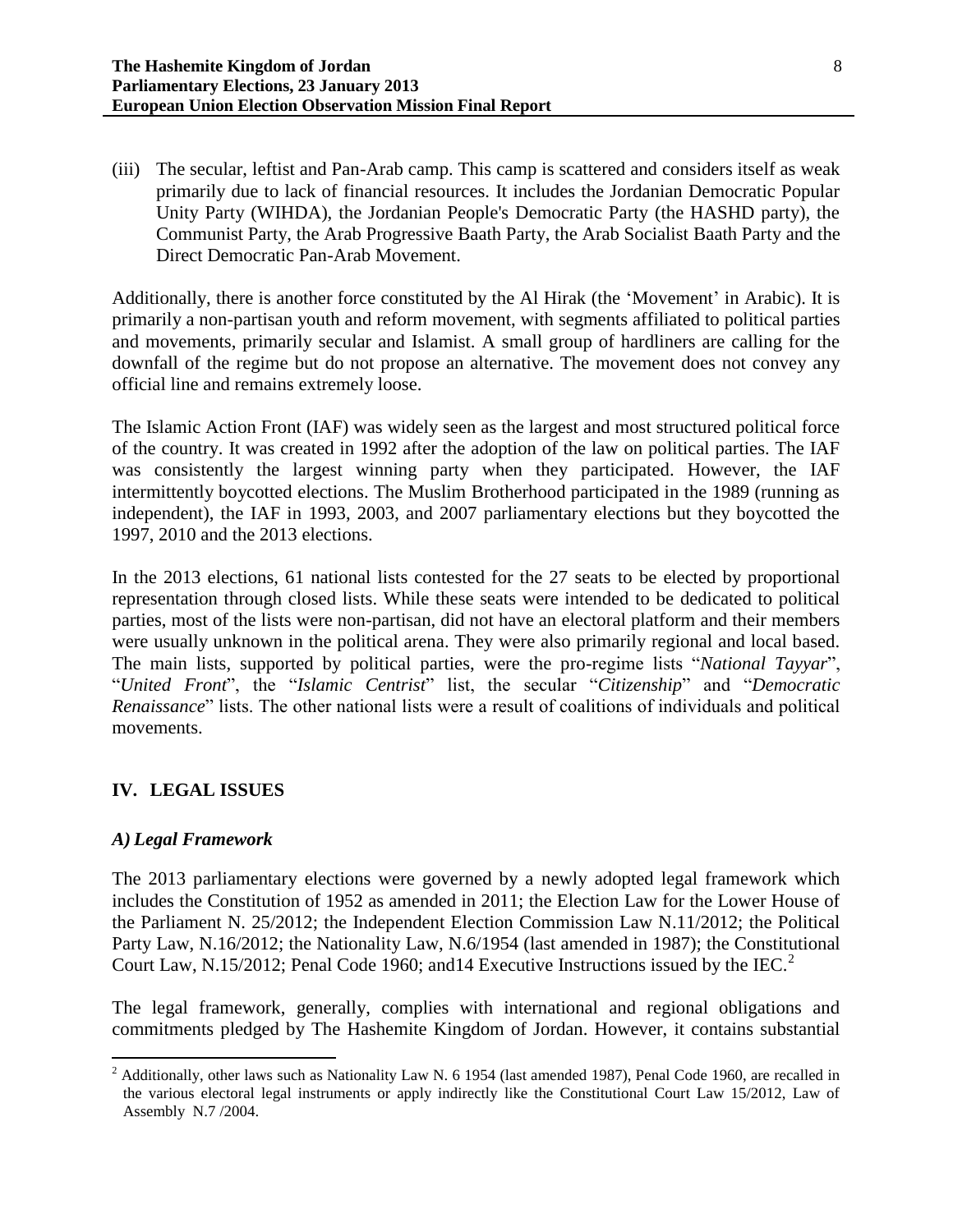(iii) The secular, leftist and Pan-Arab camp. This camp is scattered and considers itself as weak primarily due to lack of financial resources. It includes the Jordanian Democratic Popular Unity Party (WIHDA), the Jordanian People's Democratic Party (the HASHD party), the Communist Party, the Arab Progressive Baath Party, the Arab Socialist Baath Party and the Direct Democratic Pan-Arab Movement.

Additionally, there is another force constituted by the Al Hirak (the 'Movement' in Arabic). It is primarily a non-partisan youth and reform movement, with segments affiliated to political parties and movements, primarily secular and Islamist. A small group of hardliners are calling for the downfall of the regime but do not propose an alternative. The movement does not convey any official line and remains extremely loose.

The Islamic Action Front (IAF) was widely seen as the largest and most structured political force of the country. It was created in 1992 after the adoption of the law on political parties. The IAF was consistently the largest winning party when they participated. However, the IAF intermittently boycotted elections. The Muslim Brotherhood participated in the 1989 (running as independent), the IAF in 1993, 2003, and 2007 parliamentary elections but they boycotted the 1997, 2010 and the 2013 elections.

In the 2013 elections, 61 national lists contested for the 27 seats to be elected by proportional representation through closed lists. While these seats were intended to be dedicated to political parties, most of the lists were non-partisan, did not have an electoral platform and their members were usually unknown in the political arena. They were also primarily regional and local based. The main lists, supported by political parties, were the pro-regime lists "*National Tayyar*", "*United Front*", the "*Islamic Centrist*" list, the secular "*Citizenship*" and "*Democratic Renaissance*" lists. The other national lists were a result of coalitions of individuals and political movements.

## IV. LEGAL ISSUES

### *A) Legal Framework*

The 2013 parliamentary elections were governed by a newly adopted legal framework which includes the Constitution of 1952 as amended in 2011; the Election Law for the Lower House of the Parliament N. 25/2012; the Independent Election Commission Law N.11/2012; the Political Party Law, N.16/2012; the Nationality Law, N.6/1954 (last amended in 1987); the Constitutional Court Law, N.15/2012; Penal Code 1960; and14 Executive Instructions issued by the IEC.[2]

The legal framework, generally, complies with international and regional obligations and commitments pledged by The Hashemite Kingdom of Jordan. However, it contains substantial

---

[2] Additionally, other laws such as Nationality Law N. 6 1954 (last amended 1987), Penal Code 1960, are recalled in the various electoral legal instruments or apply indirectly like the Constitutional Court Law 15/2012, Law of Assembly N.7 /2004.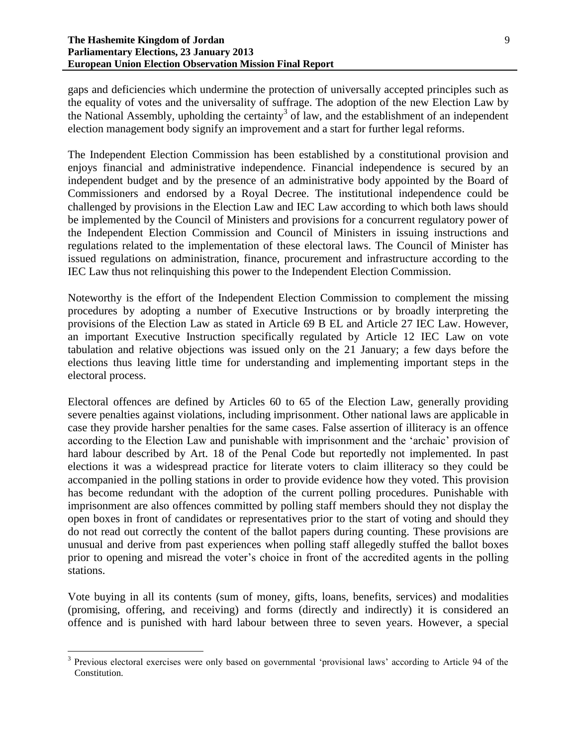gaps and deficiencies which undermine the protection of universally accepted principles such as the equality of votes and the universality of suffrage. The adoption of the new Election Law by the National Assembly, upholding the certainty[3] of law, and the establishment of an independent election management body signify an improvement and a start for further legal reforms.

The Independent Election Commission has been established by a constitutional provision and enjoys financial and administrative independence. Financial independence is secured by an independent budget and by the presence of an administrative body appointed by the Board of Commissioners and endorsed by a Royal Decree. The institutional independence could be challenged by provisions in the Election Law and IEC Law according to which both laws should be implemented by the Council of Ministers and provisions for a concurrent regulatory power of the Independent Election Commission and Council of Ministers in issuing instructions and regulations related to the implementation of these electoral laws. The Council of Minister has issued regulations on administration, finance, procurement and infrastructure according to the IEC Law thus not relinquishing this power to the Independent Election Commission.

Noteworthy is the effort of the Independent Election Commission to complement the missing procedures by adopting a number of Executive Instructions or by broadly interpreting the provisions of the Election Law as stated in Article 69 B EL and Article 27 IEC Law. However, an important Executive Instruction specifically regulated by Article 12 IEC Law on vote tabulation and relative objections was issued only on the 21 January; a few days before the elections thus leaving little time for understanding and implementing important steps in the electoral process.

Electoral offences are defined by Articles 60 to 65 of the Election Law, generally providing severe penalties against violations, including imprisonment. Other national laws are applicable in case they provide harsher penalties for the same cases. False assertion of illiteracy is an offence according to the Election Law and punishable with imprisonment and the 'archaic' provision of hard labour described by Art. 18 of the Penal Code but reportedly not implemented. In past elections it was a widespread practice for literate voters to claim illiteracy so they could be accompanied in the polling stations in order to provide evidence how they voted. This provision has become redundant with the adoption of the current polling procedures. Punishable with imprisonment are also offences committed by polling staff members should they not display the open boxes in front of candidates or representatives prior to the start of voting and should they do not read out correctly the content of the ballot papers during counting. These provisions are unusual and derive from past experiences when polling staff allegedly stuffed the ballot boxes prior to opening and misread the voter's choice in front of the accredited agents in the polling stations.

Vote buying in all its contents (sum of money, gifts, loans, benefits, services) and modalities (promising, offering, and receiving) and forms (directly and indirectly) it is considered an offence and is punished with hard labour between three to seven years. However, a special

[3] Previous electoral exercises were only based on governmental 'provisional laws' according to Article 94 of the Constitution.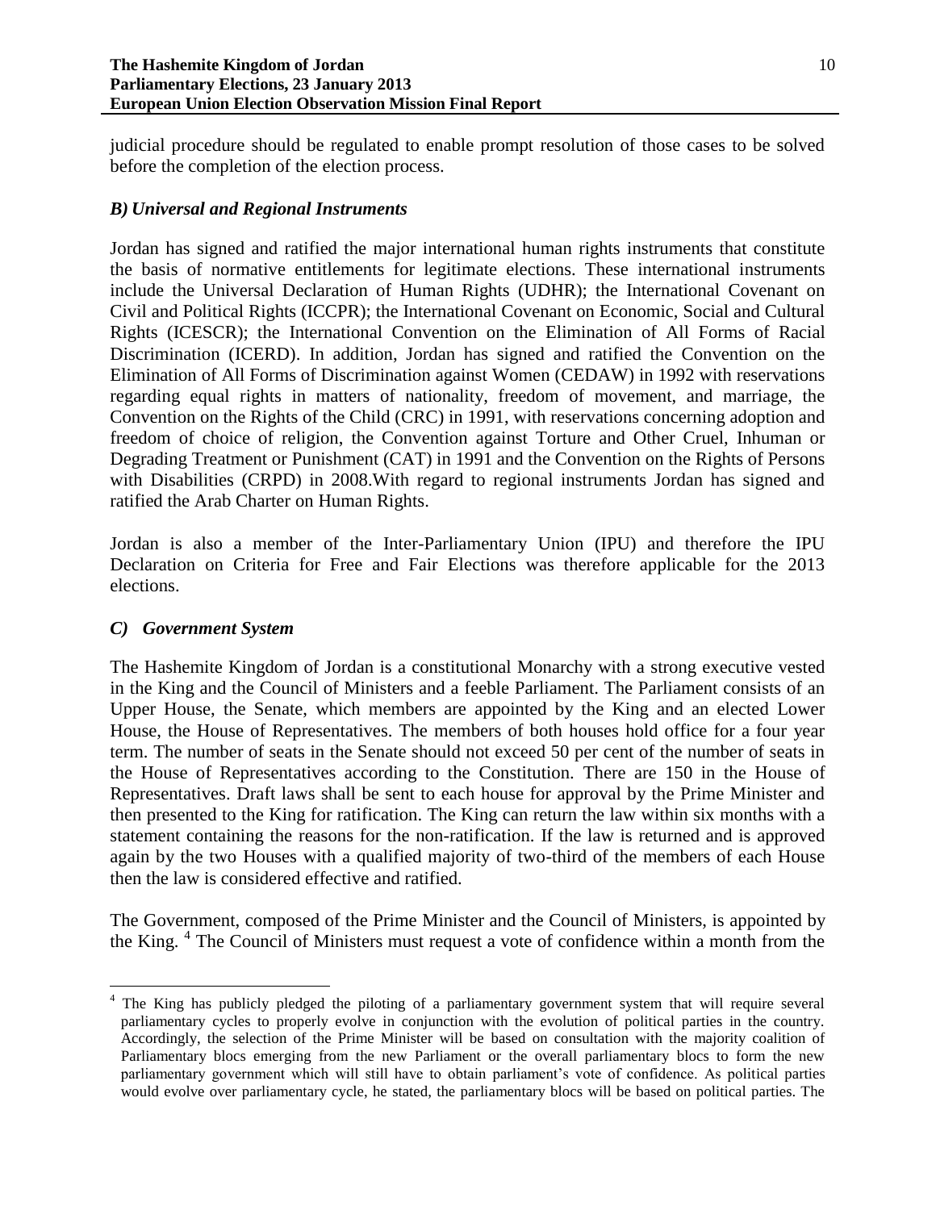judicial procedure should be regulated to enable prompt resolution of those cases to be solved before the completion of the election process.

### *B) Universal and Regional Instruments*

Jordan has signed and ratified the major international human rights instruments that constitute the basis of normative entitlements for legitimate elections. These international instruments include the Universal Declaration of Human Rights (UDHR); the International Covenant on Civil and Political Rights (ICCPR); the International Covenant on Economic, Social and Cultural Rights (ICESCR); the International Convention on the Elimination of All Forms of Racial Discrimination (ICERD). In addition, Jordan has signed and ratified the Convention on the Elimination of All Forms of Discrimination against Women (CEDAW) in 1992 with reservations regarding equal rights in matters of nationality, freedom of movement, and marriage, the Convention on the Rights of the Child (CRC) in 1991, with reservations concerning adoption and freedom of choice of religion, the Convention against Torture and Other Cruel, Inhuman or Degrading Treatment or Punishment (CAT) in 1991 and the Convention on the Rights of Persons with Disabilities (CRPD) in 2008.With regard to regional instruments Jordan has signed and ratified the Arab Charter on Human Rights.

Jordan is also a member of the Inter-Parliamentary Union (IPU) and therefore the IPU Declaration on Criteria for Free and Fair Elections was therefore applicable for the 2013 elections.

### *C) Government System*

The Hashemite Kingdom of Jordan is a constitutional Monarchy with a strong executive vested in the King and the Council of Ministers and a feeble Parliament. The Parliament consists of an Upper House, the Senate, which members are appointed by the King and an elected Lower House, the House of Representatives. The members of both houses hold office for a four year term. The number of seats in the Senate should not exceed 50 per cent of the number of seats in the House of Representatives according to the Constitution. There are 150 in the House of Representatives. Draft laws shall be sent to each house for approval by the Prime Minister and then presented to the King for ratification. The King can return the law within six months with a statement containing the reasons for the non-ratification. If the law is returned and is approved again by the two Houses with a qualified majority of two-third of the members of each House then the law is considered effective and ratified.

The Government, composed of the Prime Minister and the Council of Ministers, is appointed by the King. [4] The Council of Ministers must request a vote of confidence within a month from the

[4] The King has publicly pledged the piloting of a parliamentary government system that will require several parliamentary cycles to properly evolve in conjunction with the evolution of political parties in the country. Accordingly, the selection of the Prime Minister will be based on consultation with the majority coalition of Parliamentary blocs emerging from the new Parliament or the overall parliamentary blocs to form the new parliamentary government which will still have to obtain parliament's vote of confidence. As political parties would evolve over parliamentary cycle, he stated, the parliamentary blocs will be based on political parties. The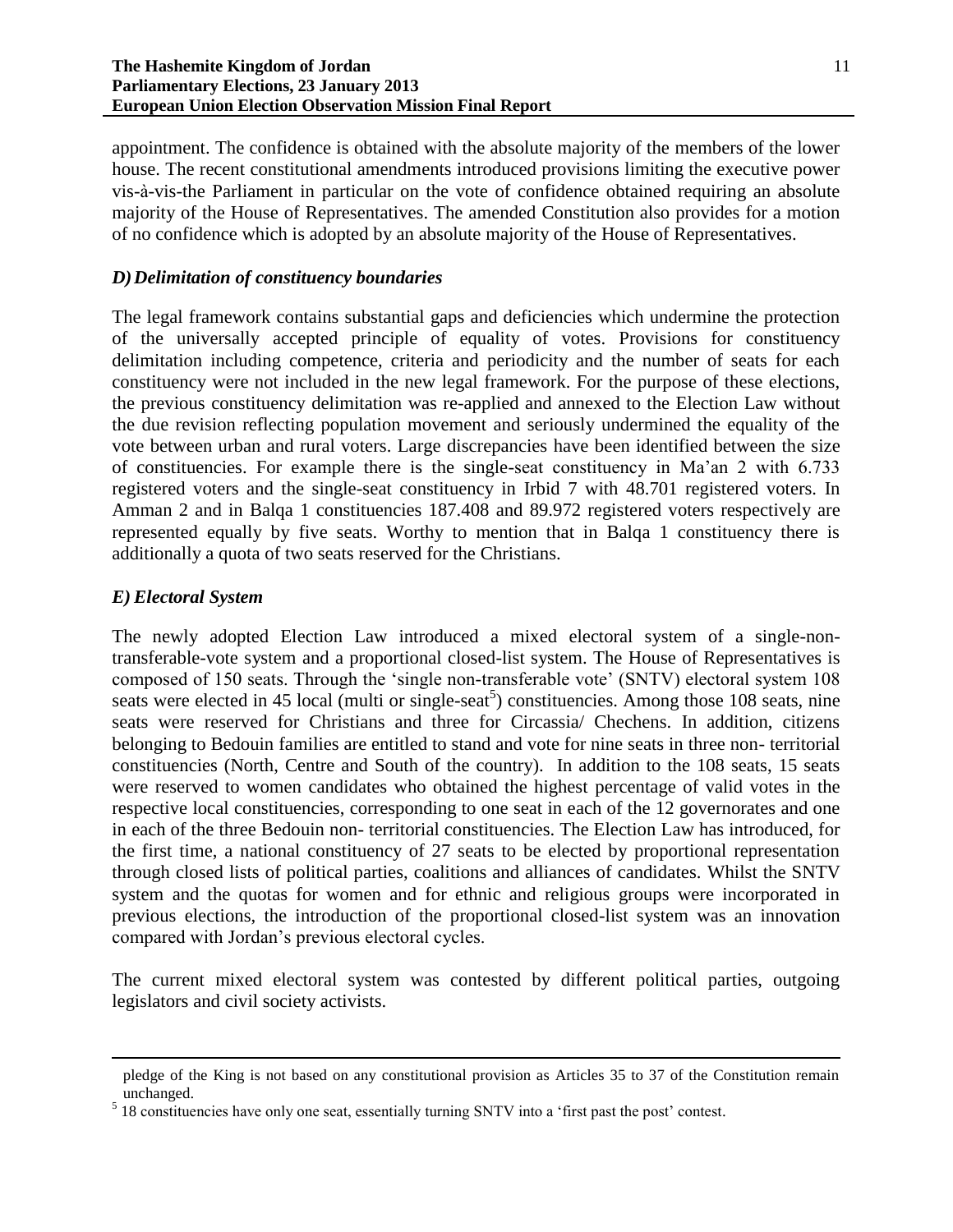appointment. The confidence is obtained with the absolute majority of the members of the lower house. The recent constitutional amendments introduced provisions limiting the executive power vis-à-vis-the Parliament in particular on the vote of confidence obtained requiring an absolute majority of the House of Representatives. The amended Constitution also provides for a motion of no confidence which is adopted by an absolute majority of the House of Representatives.

### *D) Delimitation of constituency boundaries*

The legal framework contains substantial gaps and deficiencies which undermine the protection of the universally accepted principle of equality of votes. Provisions for constituency delimitation including competence, criteria and periodicity and the number of seats for each constituency were not included in the new legal framework. For the purpose of these elections, the previous constituency delimitation was re-applied and annexed to the Election Law without the due revision reflecting population movement and seriously undermined the equality of the vote between urban and rural voters. Large discrepancies have been identified between the size of constituencies. For example there is the single-seat constituency in Ma'an 2 with 6.733 registered voters and the single-seat constituency in Irbid 7 with 48.701 registered voters. In Amman 2 and in Balqa 1 constituencies 187.408 and 89.972 registered voters respectively are represented equally by five seats. Worthy to mention that in Balqa 1 constituency there is additionally a quota of two seats reserved for the Christians.

### *E) Electoral System*

The newly adopted Election Law introduced a mixed electoral system of a single-non-transferable-vote system and a proportional closed-list system. The House of Representatives is composed of 150 seats. Through the 'single non-transferable vote' (SNTV) electoral system 108 seats were elected in 45 local (multi or single-seat[5]) constituencies. Among those 108 seats, nine seats were reserved for Christians and three for Circassia/ Chechens. In addition, citizens belonging to Bedouin families are entitled to stand and vote for nine seats in three non- territorial constituencies (North, Centre and South of the country). In addition to the 108 seats, 15 seats were reserved to women candidates who obtained the highest percentage of valid votes in the respective local constituencies, corresponding to one seat in each of the 12 governorates and one in each of the three Bedouin non- territorial constituencies. The Election Law has introduced, for the first time, a national constituency of 27 seats to be elected by proportional representation through closed lists of political parties, coalitions and alliances of candidates. Whilst the SNTV system and the quotas for women and for ethnic and religious groups were incorporated in previous elections, the introduction of the proportional closed-list system was an innovation compared with Jordan's previous electoral cycles.

The current mixed electoral system was contested by different political parties, outgoing legislators and civil society activists.

---

pledge of the King is not based on any constitutional provision as Articles 35 to 37 of the Constitution remain unchanged.

[5] 18 constituencies have only one seat, essentially turning SNTV into a 'first past the post' contest.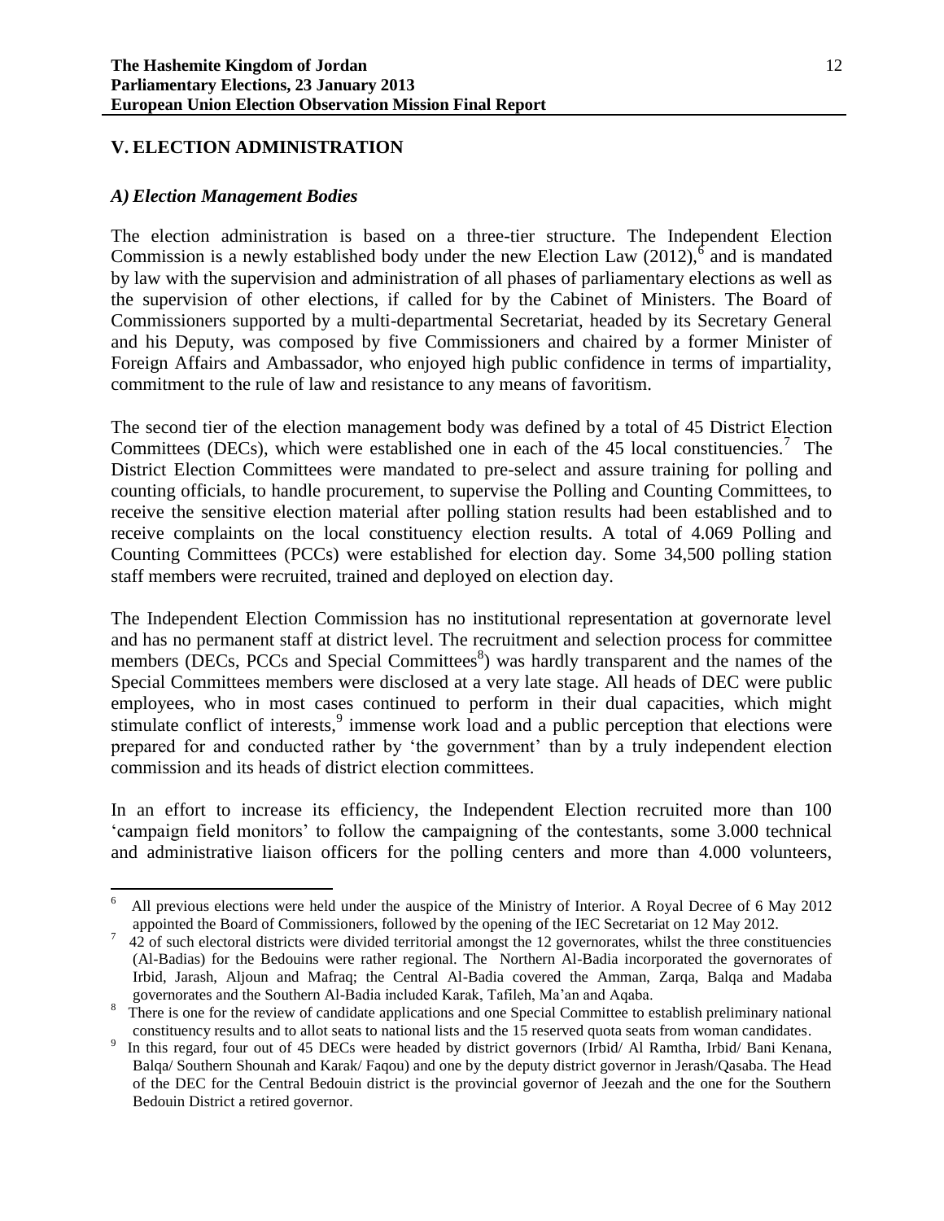## V. ELECTION ADMINISTRATION

### *A) Election Management Bodies*

The election administration is based on a three-tier structure. The Independent Election Commission is a newly established body under the new Election Law (2012),[6] and is mandated by law with the supervision and administration of all phases of parliamentary elections as well as the supervision of other elections, if called for by the Cabinet of Ministers. The Board of Commissioners supported by a multi-departmental Secretariat, headed by its Secretary General and his Deputy, was composed by five Commissioners and chaired by a former Minister of Foreign Affairs and Ambassador, who enjoyed high public confidence in terms of impartiality, commitment to the rule of law and resistance to any means of favoritism.

The second tier of the election management body was defined by a total of 45 District Election Committees (DECs), which were established one in each of the 45 local constituencies.[7] The District Election Committees were mandated to pre-select and assure training for polling and counting officials, to handle procurement, to supervise the Polling and Counting Committees, to receive the sensitive election material after polling station results had been established and to receive complaints on the local constituency election results. A total of 4.069 Polling and Counting Committees (PCCs) were established for election day. Some 34,500 polling station staff members were recruited, trained and deployed on election day.

The Independent Election Commission has no institutional representation at governorate level and has no permanent staff at district level. The recruitment and selection process for committee members (DECs, PCCs and Special Committees[8]) was hardly transparent and the names of the Special Committees members were disclosed at a very late stage. All heads of DEC were public employees, who in most cases continued to perform in their dual capacities, which might stimulate conflict of interests,[9] immense work load and a public perception that elections were prepared for and conducted rather by 'the government' than by a truly independent election commission and its heads of district election committees.

In an effort to increase its efficiency, the Independent Election recruited more than 100 'campaign field monitors' to follow the campaigning of the contestants, some 3.000 technical and administrative liaison officers for the polling centers and more than 4.000 volunteers,

---

[6] All previous elections were held under the auspice of the Ministry of Interior. A Royal Decree of 6 May 2012 appointed the Board of Commissioners, followed by the opening of the IEC Secretariat on 12 May 2012.

[7] 42 of such electoral districts were divided territorial amongst the 12 governorates, whilst the three constituencies (Al-Badias) for the Bedouins were rather regional. The Northern Al-Badia incorporated the governorates of Irbid, Jarash, Aljoun and Mafraq; the Central Al-Badia covered the Amman, Zarqa, Balqa and Madaba governorates and the Southern Al-Badia included Karak, Tafileh, Ma'an and Aqaba.

[8] There is one for the review of candidate applications and one Special Committee to establish preliminary national constituency results and to allot seats to national lists and the 15 reserved quota seats from woman candidates.

[9] In this regard, four out of 45 DECs were headed by district governors (Irbid/ Al Ramtha, Irbid/ Bani Kenana, Balqa/ Southern Shounah and Karak/ Faqou) and one by the deputy district governor in Jerash/Qasaba. The Head of the DEC for the Central Bedouin district is the provincial governor of Jeezah and the one for the Southern Bedouin District a retired governor.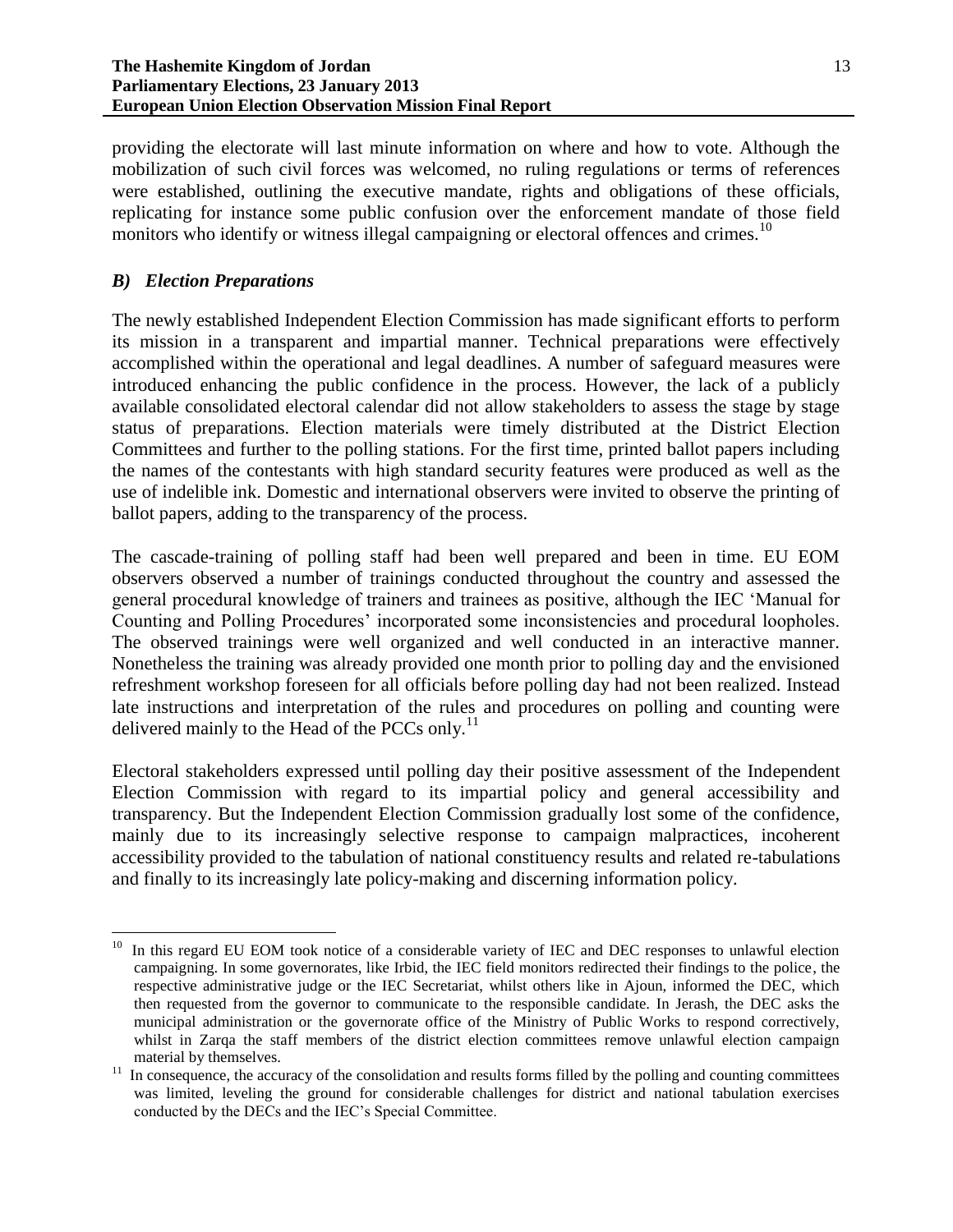providing the electorate will last minute information on where and how to vote. Although the mobilization of such civil forces was welcomed, no ruling regulations or terms of references were established, outlining the executive mandate, rights and obligations of these officials, replicating for instance some public confusion over the enforcement mandate of those field monitors who identify or witness illegal campaigning or electoral offences and crimes.[10]

### *B) Election Preparations*

The newly established Independent Election Commission has made significant efforts to perform its mission in a transparent and impartial manner. Technical preparations were effectively accomplished within the operational and legal deadlines. A number of safeguard measures were introduced enhancing the public confidence in the process. However, the lack of a publicly available consolidated electoral calendar did not allow stakeholders to assess the stage by stage status of preparations. Election materials were timely distributed at the District Election Committees and further to the polling stations. For the first time, printed ballot papers including the names of the contestants with high standard security features were produced as well as the use of indelible ink. Domestic and international observers were invited to observe the printing of ballot papers, adding to the transparency of the process.

The cascade-training of polling staff had been well prepared and been in time. EU EOM observers observed a number of trainings conducted throughout the country and assessed the general procedural knowledge of trainers and trainees as positive, although the IEC 'Manual for Counting and Polling Procedures' incorporated some inconsistencies and procedural loopholes. The observed trainings were well organized and well conducted in an interactive manner. Nonetheless the training was already provided one month prior to polling day and the envisioned refreshment workshop foreseen for all officials before polling day had not been realized. Instead late instructions and interpretation of the rules and procedures on polling and counting were delivered mainly to the Head of the PCCs only.[11]

Electoral stakeholders expressed until polling day their positive assessment of the Independent Election Commission with regard to its impartial policy and general accessibility and transparency. But the Independent Election Commission gradually lost some of the confidence, mainly due to its increasingly selective response to campaign malpractices, incoherent accessibility provided to the tabulation of national constituency results and related re-tabulations and finally to its increasingly late policy-making and discerning information policy.

---

[10] In this regard EU EOM took notice of a considerable variety of IEC and DEC responses to unlawful election campaigning. In some governorates, like Irbid, the IEC field monitors redirected their findings to the police, the respective administrative judge or the IEC Secretariat, whilst others like in Ajoun, informed the DEC, which then requested from the governor to communicate to the responsible candidate. In Jerash, the DEC asks the municipal administration or the governorate office of the Ministry of Public Works to respond correctively, whilst in Zarqa the staff members of the district election committees remove unlawful election campaign material by themselves.

[11] In consequence, the accuracy of the consolidation and results forms filled by the polling and counting committees was limited, leveling the ground for considerable challenges for district and national tabulation exercises conducted by the DECs and the IEC's Special Committee.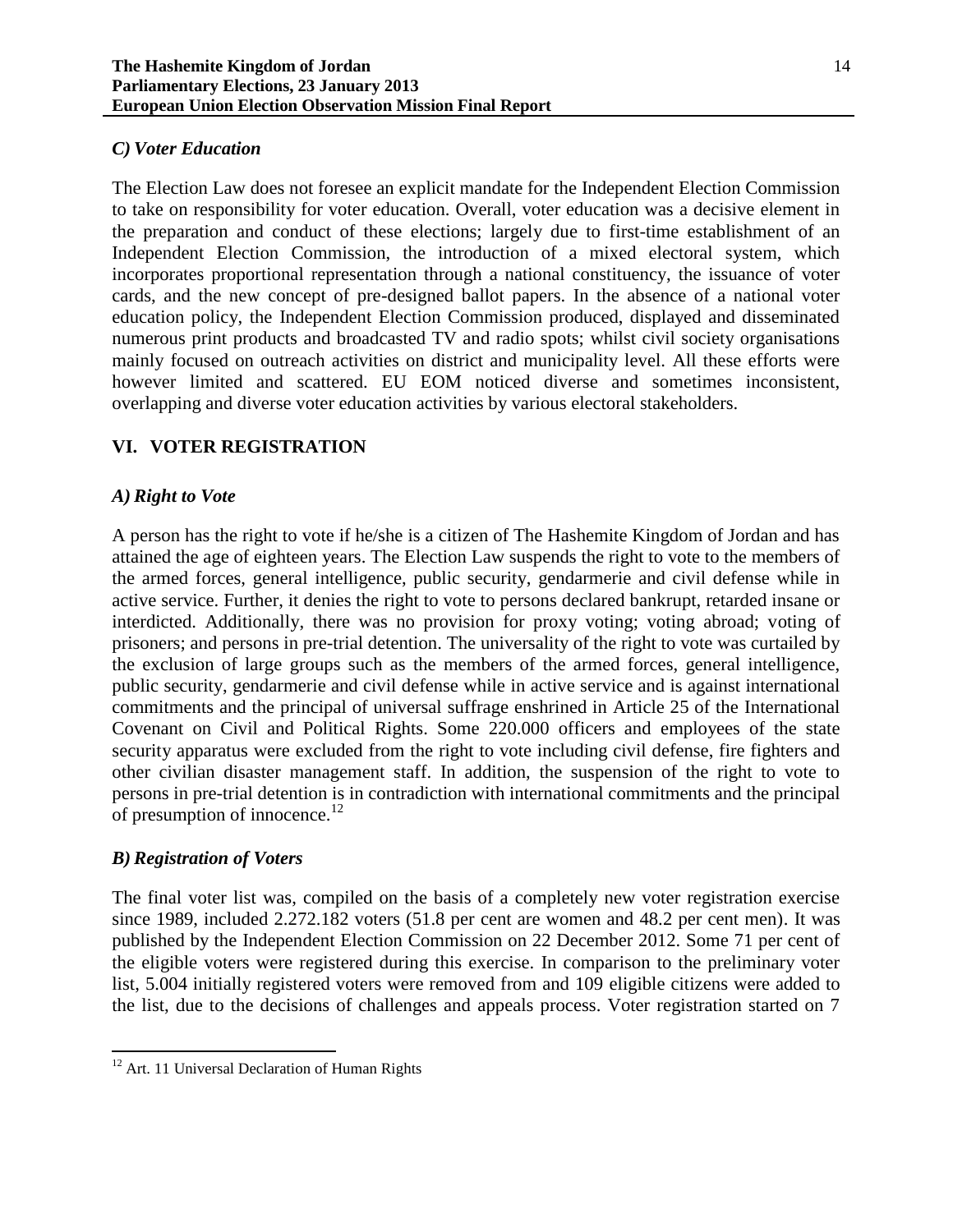### *C) Voter Education*

The Election Law does not foresee an explicit mandate for the Independent Election Commission to take on responsibility for voter education. Overall, voter education was a decisive element in the preparation and conduct of these elections; largely due to first-time establishment of an Independent Election Commission, the introduction of a mixed electoral system, which incorporates proportional representation through a national constituency, the issuance of voter cards, and the new concept of pre-designed ballot papers. In the absence of a national voter education policy, the Independent Election Commission produced, displayed and disseminated numerous print products and broadcasted TV and radio spots; whilst civil society organisations mainly focused on outreach activities on district and municipality level. All these efforts were however limited and scattered. EU EOM noticed diverse and sometimes inconsistent, overlapping and diverse voter education activities by various electoral stakeholders.

## VI. VOTER REGISTRATION

### *A) Right to Vote*

A person has the right to vote if he/she is a citizen of The Hashemite Kingdom of Jordan and has attained the age of eighteen years. The Election Law suspends the right to vote to the members of the armed forces, general intelligence, public security, gendarmerie and civil defense while in active service. Further, it denies the right to vote to persons declared bankrupt, retarded insane or interdicted. Additionally, there was no provision for proxy voting; voting abroad; voting of prisoners; and persons in pre-trial detention. The universality of the right to vote was curtailed by the exclusion of large groups such as the members of the armed forces, general intelligence, public security, gendarmerie and civil defense while in active service and is against international commitments and the principal of universal suffrage enshrined in Article 25 of the International Covenant on Civil and Political Rights. Some 220.000 officers and employees of the state security apparatus were excluded from the right to vote including civil defense, fire fighters and other civilian disaster management staff. In addition, the suspension of the right to vote to persons in pre-trial detention is in contradiction with international commitments and the principal of presumption of innocence.[12]

### *B) Registration of Voters*

The final voter list was, compiled on the basis of a completely new voter registration exercise since 1989, included 2.272.182 voters (51.8 per cent are women and 48.2 per cent men). It was published by the Independent Election Commission on 22 December 2012. Some 71 per cent of the eligible voters were registered during this exercise. In comparison to the preliminary voter list, 5.004 initially registered voters were removed from and 109 eligible citizens were added to the list, due to the decisions of challenges and appeals process. Voter registration started on 7

[12] Art. 11 Universal Declaration of Human Rights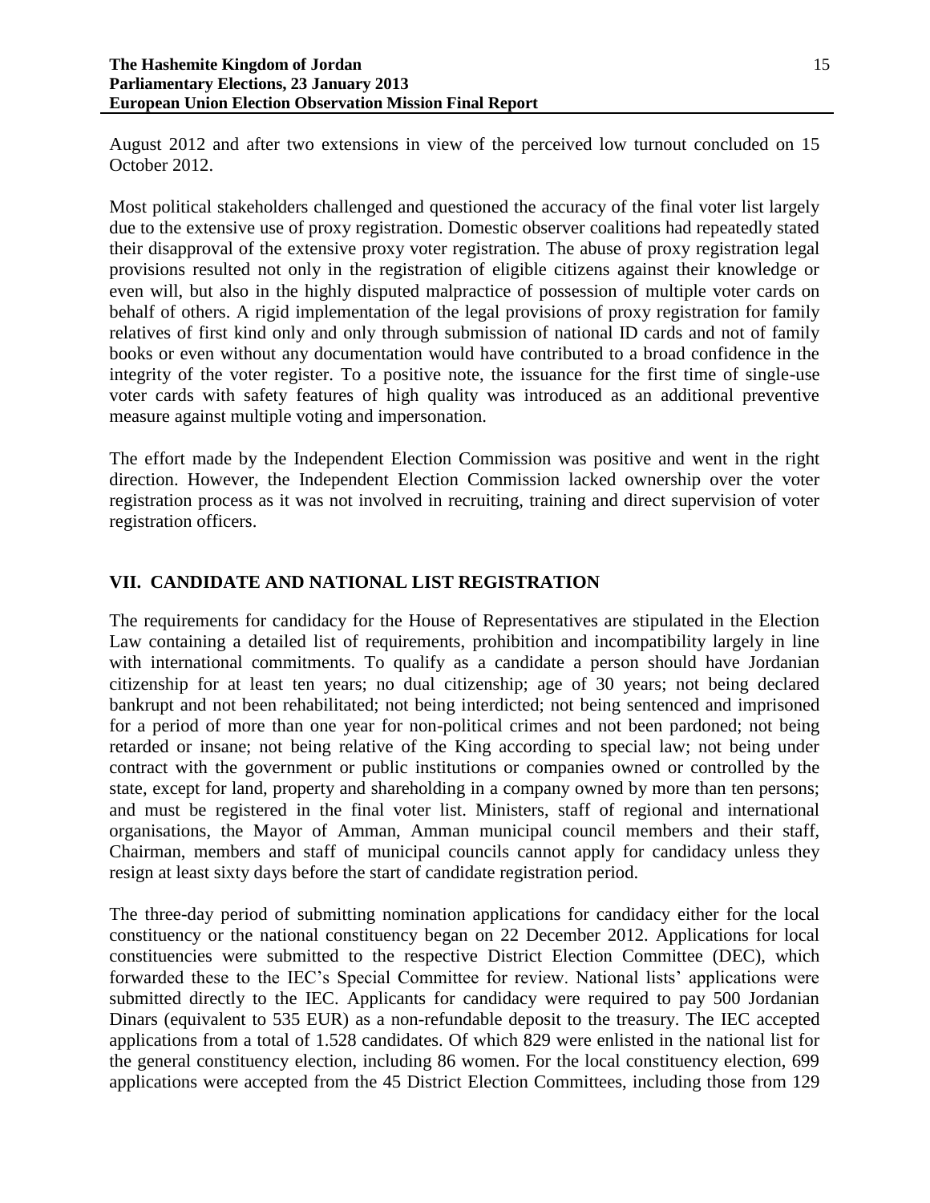August 2012 and after two extensions in view of the perceived low turnout concluded on 15 October 2012.

Most political stakeholders challenged and questioned the accuracy of the final voter list largely due to the extensive use of proxy registration. Domestic observer coalitions had repeatedly stated their disapproval of the extensive proxy voter registration. The abuse of proxy registration legal provisions resulted not only in the registration of eligible citizens against their knowledge or even will, but also in the highly disputed malpractice of possession of multiple voter cards on behalf of others. A rigid implementation of the legal provisions of proxy registration for family relatives of first kind only and only through submission of national ID cards and not of family books or even without any documentation would have contributed to a broad confidence in the integrity of the voter register. To a positive note, the issuance for the first time of single-use voter cards with safety features of high quality was introduced as an additional preventive measure against multiple voting and impersonation.

The effort made by the Independent Election Commission was positive and went in the right direction. However, the Independent Election Commission lacked ownership over the voter registration process as it was not involved in recruiting, training and direct supervision of voter registration officers.

## VII. CANDIDATE AND NATIONAL LIST REGISTRATION

The requirements for candidacy for the House of Representatives are stipulated in the Election Law containing a detailed list of requirements, prohibition and incompatibility largely in line with international commitments. To qualify as a candidate a person should have Jordanian citizenship for at least ten years; no dual citizenship; age of 30 years; not being declared bankrupt and not been rehabilitated; not being interdicted; not being sentenced and imprisoned for a period of more than one year for non-political crimes and not been pardoned; not being retarded or insane; not being relative of the King according to special law; not being under contract with the government or public institutions or companies owned or controlled by the state, except for land, property and shareholding in a company owned by more than ten persons; and must be registered in the final voter list. Ministers, staff of regional and international organisations, the Mayor of Amman, Amman municipal council members and their staff, Chairman, members and staff of municipal councils cannot apply for candidacy unless they resign at least sixty days before the start of candidate registration period.

The three-day period of submitting nomination applications for candidacy either for the local constituency or the national constituency began on 22 December 2012. Applications for local constituencies were submitted to the respective District Election Committee (DEC), which forwarded these to the IEC's Special Committee for review. National lists' applications were submitted directly to the IEC. Applicants for candidacy were required to pay 500 Jordanian Dinars (equivalent to 535 EUR) as a non-refundable deposit to the treasury. The IEC accepted applications from a total of 1.528 candidates. Of which 829 were enlisted in the national list for the general constituency election, including 86 women. For the local constituency election, 699 applications were accepted from the 45 District Election Committees, including those from 129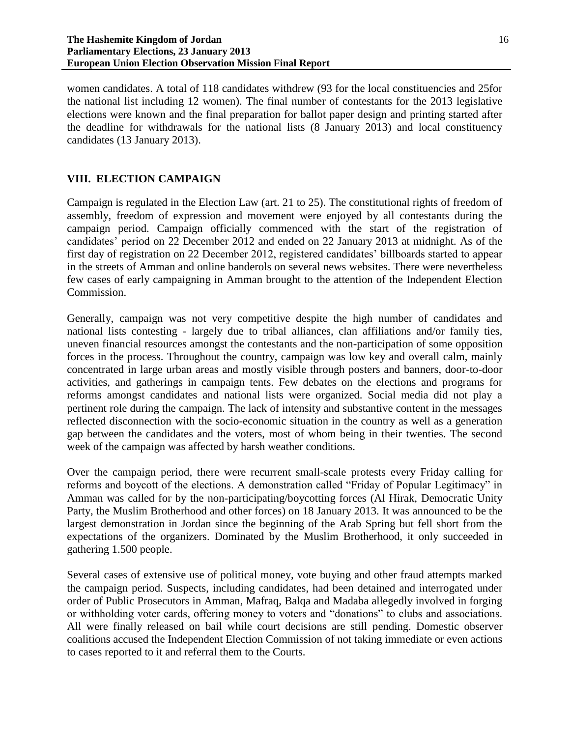women candidates. A total of 118 candidates withdrew (93 for the local constituencies and 25for the national list including 12 women). The final number of contestants for the 2013 legislative elections were known and the final preparation for ballot paper design and printing started after the deadline for withdrawals for the national lists (8 January 2013) and local constituency candidates (13 January 2013).

## VIII. ELECTION CAMPAIGN

Campaign is regulated in the Election Law (art. 21 to 25). The constitutional rights of freedom of assembly, freedom of expression and movement were enjoyed by all contestants during the campaign period. Campaign officially commenced with the start of the registration of candidates' period on 22 December 2012 and ended on 22 January 2013 at midnight. As of the first day of registration on 22 December 2012, registered candidates' billboards started to appear in the streets of Amman and online banderols on several news websites. There were nevertheless few cases of early campaigning in Amman brought to the attention of the Independent Election Commission.

Generally, campaign was not very competitive despite the high number of candidates and national lists contesting - largely due to tribal alliances, clan affiliations and/or family ties, uneven financial resources amongst the contestants and the non-participation of some opposition forces in the process. Throughout the country, campaign was low key and overall calm, mainly concentrated in large urban areas and mostly visible through posters and banners, door-to-door activities, and gatherings in campaign tents. Few debates on the elections and programs for reforms amongst candidates and national lists were organized. Social media did not play a pertinent role during the campaign. The lack of intensity and substantive content in the messages reflected disconnection with the socio-economic situation in the country as well as a generation gap between the candidates and the voters, most of whom being in their twenties. The second week of the campaign was affected by harsh weather conditions.

Over the campaign period, there were recurrent small-scale protests every Friday calling for reforms and boycott of the elections. A demonstration called "Friday of Popular Legitimacy" in Amman was called for by the non-participating/boycotting forces (Al Hirak, Democratic Unity Party, the Muslim Brotherhood and other forces) on 18 January 2013. It was announced to be the largest demonstration in Jordan since the beginning of the Arab Spring but fell short from the expectations of the organizers. Dominated by the Muslim Brotherhood, it only succeeded in gathering 1.500 people.

Several cases of extensive use of political money, vote buying and other fraud attempts marked the campaign period. Suspects, including candidates, had been detained and interrogated under order of Public Prosecutors in Amman, Mafraq, Balqa and Madaba allegedly involved in forging or withholding voter cards, offering money to voters and "donations" to clubs and associations. All were finally released on bail while court decisions are still pending. Domestic observer coalitions accused the Independent Election Commission of not taking immediate or even actions to cases reported to it and referral them to the Courts.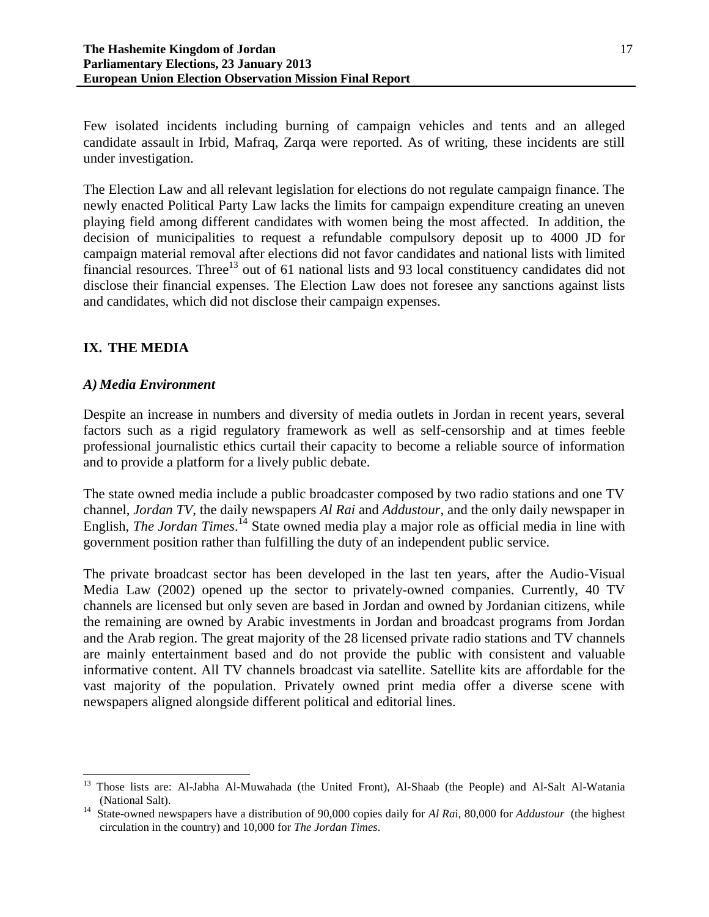Few isolated incidents including burning of campaign vehicles and tents and an alleged candidate assault in Irbid, Mafraq, Zarqa were reported. As of writing, these incidents are still under investigation.

The Election Law and all relevant legislation for elections do not regulate campaign finance. The newly enacted Political Party Law lacks the limits for campaign expenditure creating an uneven playing field among different candidates with women being the most affected. In addition, the decision of municipalities to request a refundable compulsory deposit up to 4000 JD for campaign material removal after elections did not favor candidates and national lists with limited financial resources. Three[13] out of 61 national lists and 93 local constituency candidates did not disclose their financial expenses. The Election Law does not foresee any sanctions against lists and candidates, which did not disclose their campaign expenses.

## IX. THE MEDIA

### *A) Media Environment*

Despite an increase in numbers and diversity of media outlets in Jordan in recent years, several factors such as a rigid regulatory framework as well as self-censorship and at times feeble professional journalistic ethics curtail their capacity to become a reliable source of information and to provide a platform for a lively public debate.

The state owned media include a public broadcaster composed by two radio stations and one TV channel, *Jordan TV*, the daily newspapers *Al Rai* and *Addustour*, and the only daily newspaper in English, *The Jordan Times*.[14] State owned media play a major role as official media in line with government position rather than fulfilling the duty of an independent public service.

The private broadcast sector has been developed in the last ten years, after the Audio-Visual Media Law (2002) opened up the sector to privately-owned companies. Currently, 40 TV channels are licensed but only seven are based in Jordan and owned by Jordanian citizens, while the remaining are owned by Arabic investments in Jordan and broadcast programs from Jordan and the Arab region. The great majority of the 28 licensed private radio stations and TV channels are mainly entertainment based and do not provide the public with consistent and valuable informative content. All TV channels broadcast via satellite. Satellite kits are affordable for the vast majority of the population. Privately owned print media offer a diverse scene with newspapers aligned alongside different political and editorial lines.

---

[13] Those lists are: Al-Jabha Al-Muwahada (the United Front), Al-Shaab (the People) and Al-Salt Al-Watania (National Salt).

[14] State-owned newspapers have a distribution of 90,000 copies daily for *Al Rai*, 80,000 for *Addustour* (the highest circulation in the country) and 10,000 for *The Jordan Times*.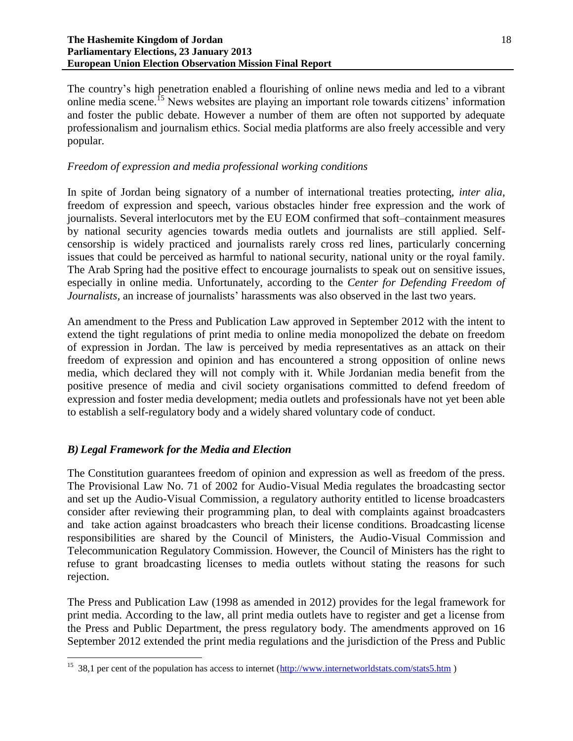The country's high penetration enabled a flourishing of online news media and led to a vibrant online media scene.[15] News websites are playing an important role towards citizens' information and foster the public debate. However a number of them are often not supported by adequate professionalism and journalism ethics. Social media platforms are also freely accessible and very popular.

*Freedom of expression and media professional working conditions*

In spite of Jordan being signatory of a number of international treaties protecting, *inter alia*, freedom of expression and speech, various obstacles hinder free expression and the work of journalists. Several interlocutors met by the EU EOM confirmed that soft–containment measures by national security agencies towards media outlets and journalists are still applied. Self-censorship is widely practiced and journalists rarely cross red lines, particularly concerning issues that could be perceived as harmful to national security, national unity or the royal family. The Arab Spring had the positive effect to encourage journalists to speak out on sensitive issues, especially in online media. Unfortunately, according to the *Center for Defending Freedom of Journalists*, an increase of journalists' harassments was also observed in the last two years.

An amendment to the Press and Publication Law approved in September 2012 with the intent to extend the tight regulations of print media to online media monopolized the debate on freedom of expression in Jordan. The law is perceived by media representatives as an attack on their freedom of expression and opinion and has encountered a strong opposition of online news media, which declared they will not comply with it. While Jordanian media benefit from the positive presence of media and civil society organisations committed to defend freedom of expression and foster media development; media outlets and professionals have not yet been able to establish a self-regulatory body and a widely shared voluntary code of conduct.

### *B) Legal Framework for the Media and Election*

The Constitution guarantees freedom of opinion and expression as well as freedom of the press. The Provisional Law No. 71 of 2002 for Audio-Visual Media regulates the broadcasting sector and set up the Audio-Visual Commission, a regulatory authority entitled to license broadcasters consider after reviewing their programming plan, to deal with complaints against broadcasters and take action against broadcasters who breach their license conditions. Broadcasting license responsibilities are shared by the Council of Ministers, the Audio-Visual Commission and Telecommunication Regulatory Commission. However, the Council of Ministers has the right to refuse to grant broadcasting licenses to media outlets without stating the reasons for such rejection.

The Press and Publication Law (1998 as amended in 2012) provides for the legal framework for print media. According to the law, all print media outlets have to register and get a license from the Press and Public Department, the press regulatory body. The amendments approved on 16 September 2012 extended the print media regulations and the jurisdiction of the Press and Public

[15] 38,1 per cent of the population has access to internet (http://www.internetworldstats.com/stats5.htm )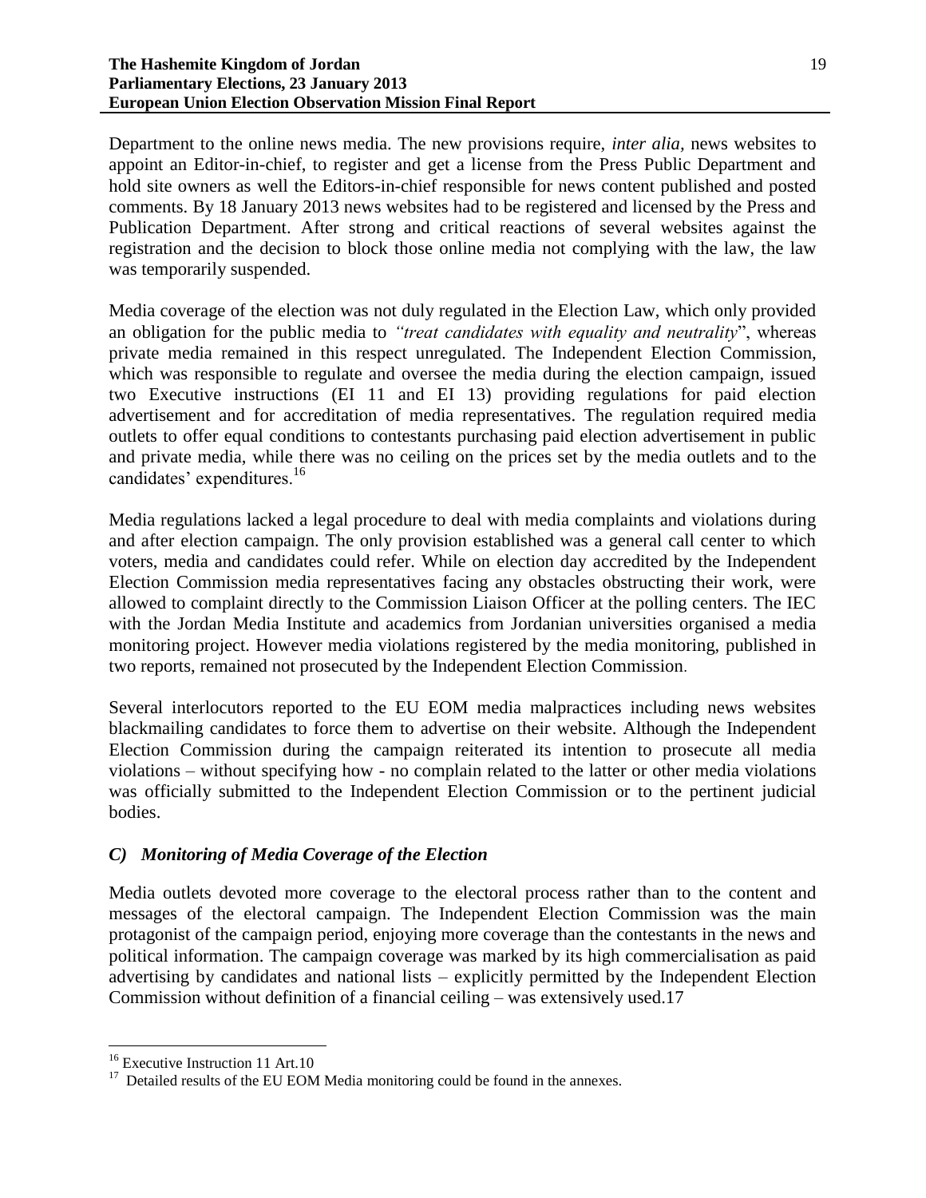Department to the online news media. The new provisions require, *inter alia,* news websites to appoint an Editor-in-chief, to register and get a license from the Press Public Department and hold site owners as well the Editors-in-chief responsible for news content published and posted comments. By 18 January 2013 news websites had to be registered and licensed by the Press and Publication Department. After strong and critical reactions of several websites against the registration and the decision to block those online media not complying with the law, the law was temporarily suspended.

Media coverage of the election was not duly regulated in the Election Law, which only provided an obligation for the public media to *"treat candidates with equality and neutrality*", whereas private media remained in this respect unregulated. The Independent Election Commission, which was responsible to regulate and oversee the media during the election campaign, issued two Executive instructions (EI 11 and EI 13) providing regulations for paid election advertisement and for accreditation of media representatives. The regulation required media outlets to offer equal conditions to contestants purchasing paid election advertisement in public and private media, while there was no ceiling on the prices set by the media outlets and to the candidates' expenditures.[16]

Media regulations lacked a legal procedure to deal with media complaints and violations during and after election campaign. The only provision established was a general call center to which voters, media and candidates could refer. While on election day accredited by the Independent Election Commission media representatives facing any obstacles obstructing their work, were allowed to complaint directly to the Commission Liaison Officer at the polling centers. The IEC with the Jordan Media Institute and academics from Jordanian universities organised a media monitoring project. However media violations registered by the media monitoring, published in two reports, remained not prosecuted by the Independent Election Commission.

Several interlocutors reported to the EU EOM media malpractices including news websites blackmailing candidates to force them to advertise on their website. Although the Independent Election Commission during the campaign reiterated its intention to prosecute all media violations – without specifying how - no complain related to the latter or other media violations was officially submitted to the Independent Election Commission or to the pertinent judicial bodies.

### *C) Monitoring of Media Coverage of the Election*

Media outlets devoted more coverage to the electoral process rather than to the content and messages of the electoral campaign. The Independent Election Commission was the main protagonist of the campaign period, enjoying more coverage than the contestants in the news and political information. The campaign coverage was marked by its high commercialisation as paid advertising by candidates and national lists – explicitly permitted by the Independent Election Commission without definition of a financial ceiling – was extensively used.17

---

[16] Executive Instruction 11 Art.10

[17] Detailed results of the EU EOM Media monitoring could be found in the annexes.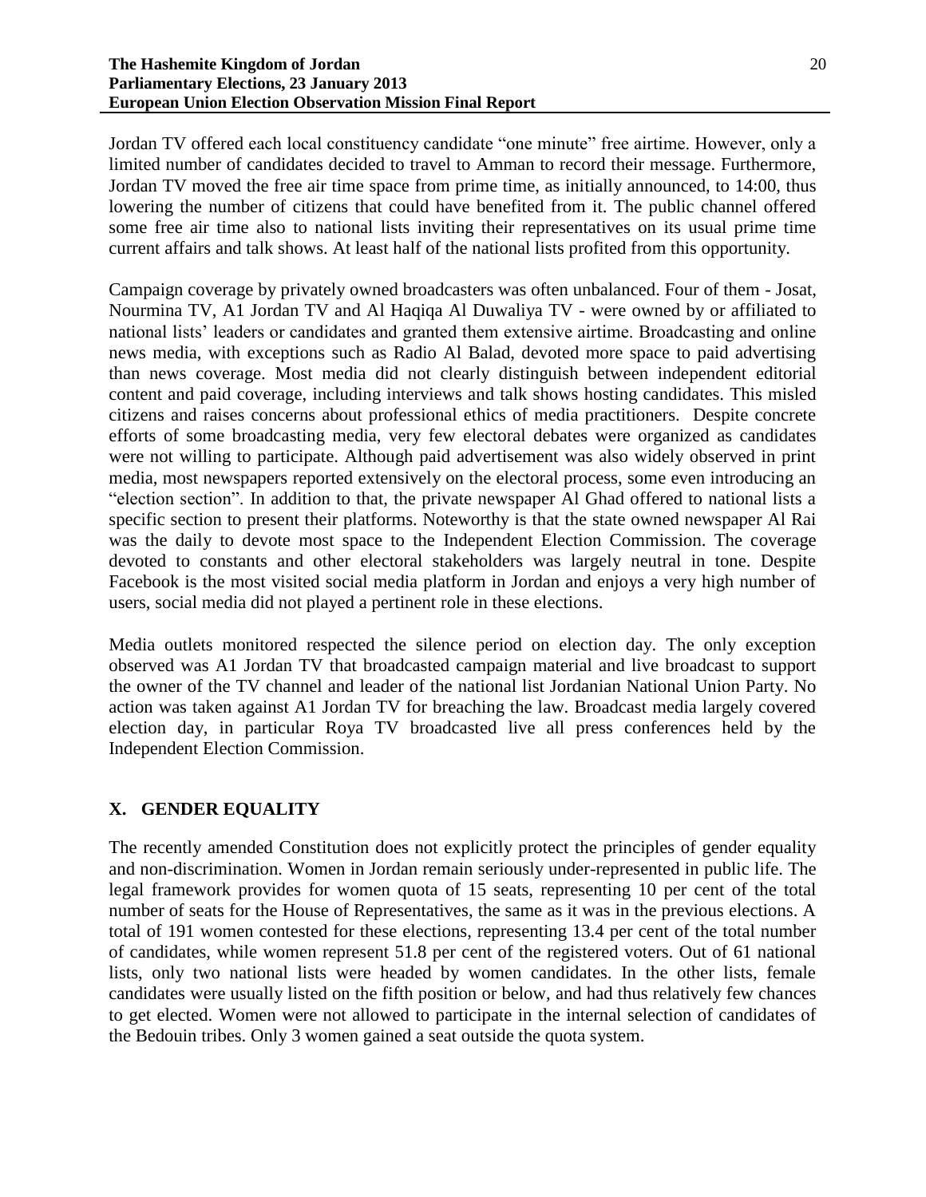Jordan TV offered each local constituency candidate "one minute" free airtime. However, only a limited number of candidates decided to travel to Amman to record their message. Furthermore, Jordan TV moved the free air time space from prime time, as initially announced, to 14:00, thus lowering the number of citizens that could have benefited from it. The public channel offered some free air time also to national lists inviting their representatives on its usual prime time current affairs and talk shows. At least half of the national lists profited from this opportunity.

Campaign coverage by privately owned broadcasters was often unbalanced. Four of them - Josat, Nourmina TV, A1 Jordan TV and Al Haqiqa Al Duwaliya TV - were owned by or affiliated to national lists' leaders or candidates and granted them extensive airtime. Broadcasting and online news media, with exceptions such as Radio Al Balad, devoted more space to paid advertising than news coverage. Most media did not clearly distinguish between independent editorial content and paid coverage, including interviews and talk shows hosting candidates. This misled citizens and raises concerns about professional ethics of media practitioners. Despite concrete efforts of some broadcasting media, very few electoral debates were organized as candidates were not willing to participate. Although paid advertisement was also widely observed in print media, most newspapers reported extensively on the electoral process, some even introducing an "election section". In addition to that, the private newspaper Al Ghad offered to national lists a specific section to present their platforms. Noteworthy is that the state owned newspaper Al Rai was the daily to devote most space to the Independent Election Commission. The coverage devoted to constants and other electoral stakeholders was largely neutral in tone. Despite Facebook is the most visited social media platform in Jordan and enjoys a very high number of users, social media did not played a pertinent role in these elections.

Media outlets monitored respected the silence period on election day. The only exception observed was A1 Jordan TV that broadcasted campaign material and live broadcast to support the owner of the TV channel and leader of the national list Jordanian National Union Party. No action was taken against A1 Jordan TV for breaching the law. Broadcast media largely covered election day, in particular Roya TV broadcasted live all press conferences held by the Independent Election Commission.

## X. GENDER EQUALITY

The recently amended Constitution does not explicitly protect the principles of gender equality and non-discrimination. Women in Jordan remain seriously under-represented in public life. The legal framework provides for women quota of 15 seats, representing 10 per cent of the total number of seats for the House of Representatives, the same as it was in the previous elections. A total of 191 women contested for these elections, representing 13.4 per cent of the total number of candidates, while women represent 51.8 per cent of the registered voters. Out of 61 national lists, only two national lists were headed by women candidates. In the other lists, female candidates were usually listed on the fifth position or below, and had thus relatively few chances to get elected. Women were not allowed to participate in the internal selection of candidates of the Bedouin tribes. Only 3 women gained a seat outside the quota system.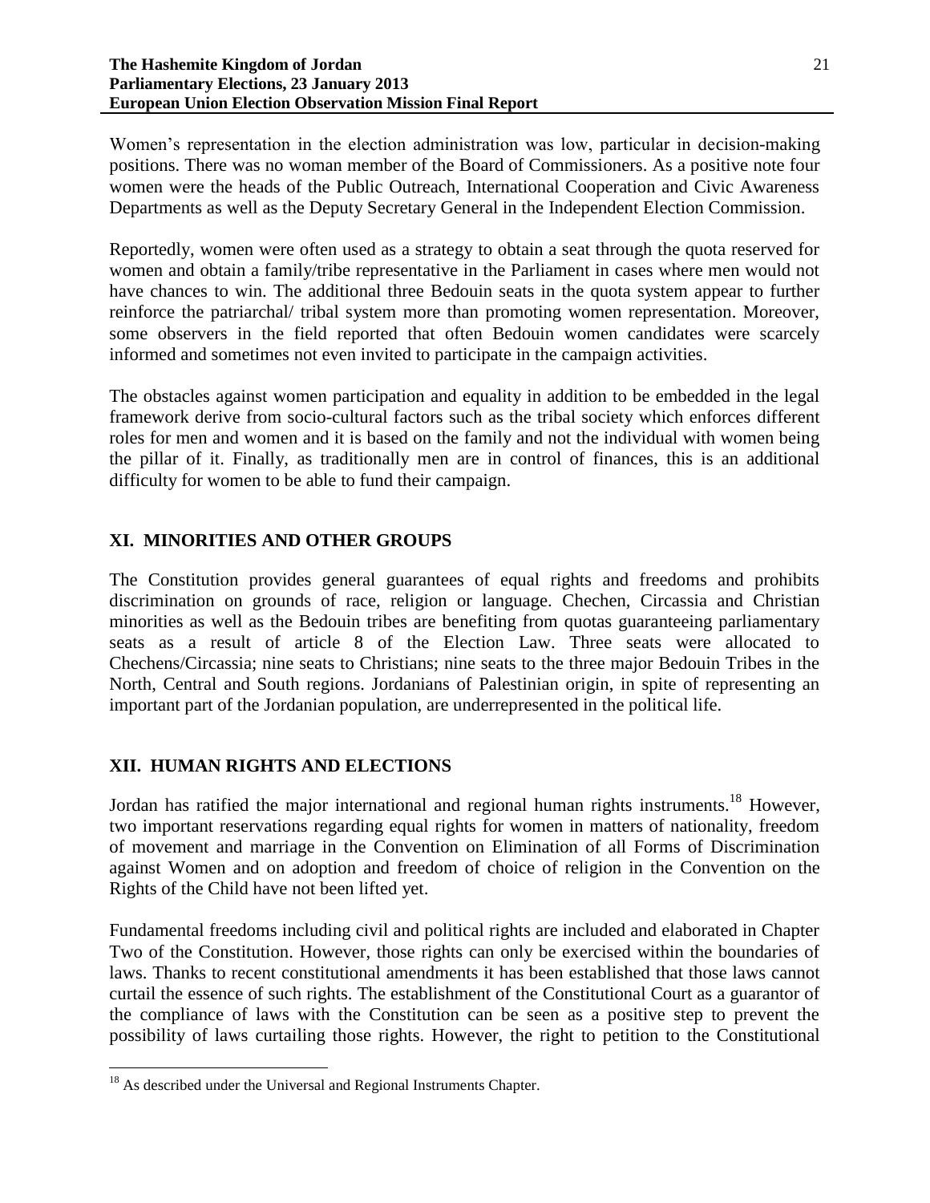Women's representation in the election administration was low, particular in decision-making positions. There was no woman member of the Board of Commissioners. As a positive note four women were the heads of the Public Outreach, International Cooperation and Civic Awareness Departments as well as the Deputy Secretary General in the Independent Election Commission.

Reportedly, women were often used as a strategy to obtain a seat through the quota reserved for women and obtain a family/tribe representative in the Parliament in cases where men would not have chances to win. The additional three Bedouin seats in the quota system appear to further reinforce the patriarchal/ tribal system more than promoting women representation. Moreover, some observers in the field reported that often Bedouin women candidates were scarcely informed and sometimes not even invited to participate in the campaign activities.

The obstacles against women participation and equality in addition to be embedded in the legal framework derive from socio-cultural factors such as the tribal society which enforces different roles for men and women and it is based on the family and not the individual with women being the pillar of it. Finally, as traditionally men are in control of finances, this is an additional difficulty for women to be able to fund their campaign.

## XI. MINORITIES AND OTHER GROUPS

The Constitution provides general guarantees of equal rights and freedoms and prohibits discrimination on grounds of race, religion or language. Chechen, Circassia and Christian minorities as well as the Bedouin tribes are benefiting from quotas guaranteeing parliamentary seats as a result of article 8 of the Election Law. Three seats were allocated to Chechens/Circassia; nine seats to Christians; nine seats to the three major Bedouin Tribes in the North, Central and South regions. Jordanians of Palestinian origin, in spite of representing an important part of the Jordanian population, are underrepresented in the political life.

## XII. HUMAN RIGHTS AND ELECTIONS

Jordan has ratified the major international and regional human rights instruments.[18] However, two important reservations regarding equal rights for women in matters of nationality, freedom of movement and marriage in the Convention on Elimination of all Forms of Discrimination against Women and on adoption and freedom of choice of religion in the Convention on the Rights of the Child have not been lifted yet.

Fundamental freedoms including civil and political rights are included and elaborated in Chapter Two of the Constitution. However, those rights can only be exercised within the boundaries of laws. Thanks to recent constitutional amendments it has been established that those laws cannot curtail the essence of such rights. The establishment of the Constitutional Court as a guarantor of the compliance of laws with the Constitution can be seen as a positive step to prevent the possibility of laws curtailing those rights. However, the right to petition to the Constitutional

[18] As described under the Universal and Regional Instruments Chapter.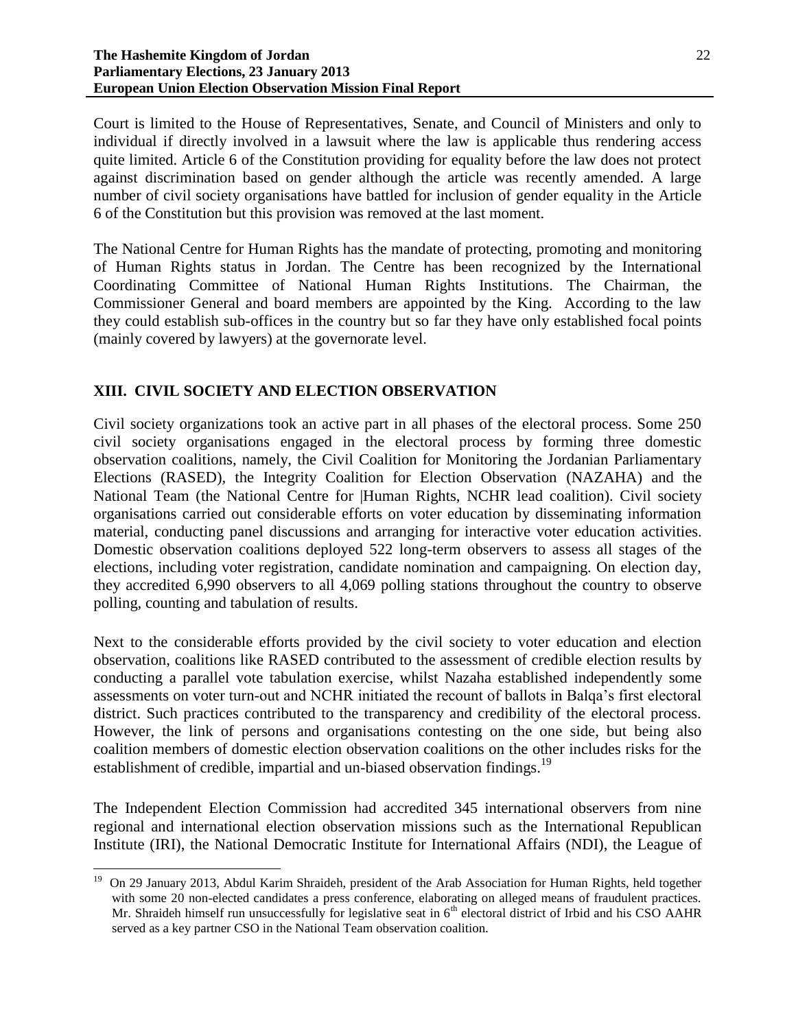Court is limited to the House of Representatives, Senate, and Council of Ministers and only to individual if directly involved in a lawsuit where the law is applicable thus rendering access quite limited. Article 6 of the Constitution providing for equality before the law does not protect against discrimination based on gender although the article was recently amended. A large number of civil society organisations have battled for inclusion of gender equality in the Article 6 of the Constitution but this provision was removed at the last moment.

The National Centre for Human Rights has the mandate of protecting, promoting and monitoring of Human Rights status in Jordan. The Centre has been recognized by the International Coordinating Committee of National Human Rights Institutions. The Chairman, the Commissioner General and board members are appointed by the King. According to the law they could establish sub-offices in the country but so far they have only established focal points (mainly covered by lawyers) at the governorate level.

## XIII. CIVIL SOCIETY AND ELECTION OBSERVATION

Civil society organizations took an active part in all phases of the electoral process. Some 250 civil society organisations engaged in the electoral process by forming three domestic observation coalitions, namely, the Civil Coalition for Monitoring the Jordanian Parliamentary Elections (RASED), the Integrity Coalition for Election Observation (NAZAHA) and the National Team (the National Centre for |Human Rights, NCHR lead coalition). Civil society organisations carried out considerable efforts on voter education by disseminating information material, conducting panel discussions and arranging for interactive voter education activities. Domestic observation coalitions deployed 522 long-term observers to assess all stages of the elections, including voter registration, candidate nomination and campaigning. On election day, they accredited 6,990 observers to all 4,069 polling stations throughout the country to observe polling, counting and tabulation of results.

Next to the considerable efforts provided by the civil society to voter education and election observation, coalitions like RASED contributed to the assessment of credible election results by conducting a parallel vote tabulation exercise, whilst Nazaha established independently some assessments on voter turn-out and NCHR initiated the recount of ballots in Balqa's first electoral district. Such practices contributed to the transparency and credibility of the electoral process. However, the link of persons and organisations contesting on the one side, but being also coalition members of domestic election observation coalitions on the other includes risks for the establishment of credible, impartial and un-biased observation findings.[19]

The Independent Election Commission had accredited 345 international observers from nine regional and international election observation missions such as the International Republican Institute (IRI), the National Democratic Institute for International Affairs (NDI), the League of

---

[19] On 29 January 2013, Abdul Karim Shraideh, president of the Arab Association for Human Rights, held together with some 20 non-elected candidates a press conference, elaborating on alleged means of fraudulent practices. Mr. Shraideh himself run unsuccessfully for legislative seat in 6th electoral district of Irbid and his CSO AAHR served as a key partner CSO in the National Team observation coalition.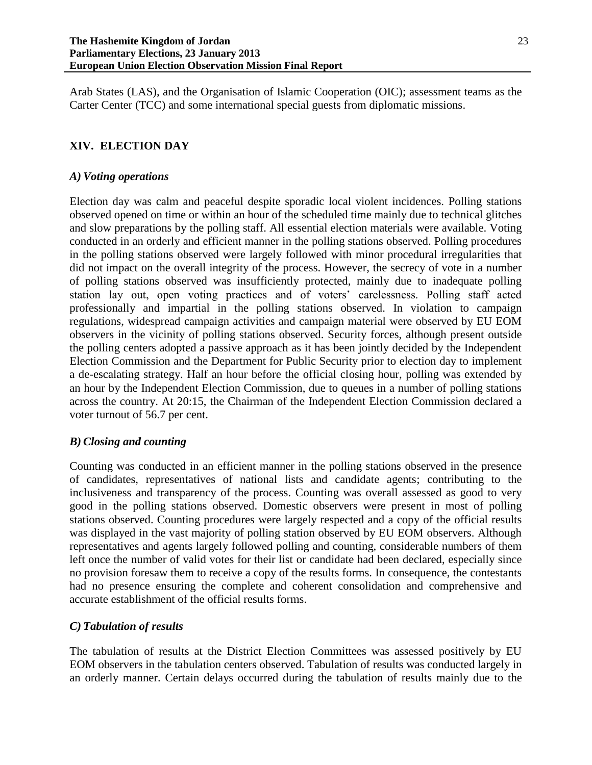Arab States (LAS), and the Organisation of Islamic Cooperation (OIC); assessment teams as the Carter Center (TCC) and some international special guests from diplomatic missions.

## XIV. ELECTION DAY

### *A) Voting operations*

Election day was calm and peaceful despite sporadic local violent incidences. Polling stations observed opened on time or within an hour of the scheduled time mainly due to technical glitches and slow preparations by the polling staff. All essential election materials were available. Voting conducted in an orderly and efficient manner in the polling stations observed. Polling procedures in the polling stations observed were largely followed with minor procedural irregularities that did not impact on the overall integrity of the process. However, the secrecy of vote in a number of polling stations observed was insufficiently protected, mainly due to inadequate polling station lay out, open voting practices and of voters' carelessness. Polling staff acted professionally and impartial in the polling stations observed. In violation to campaign regulations, widespread campaign activities and campaign material were observed by EU EOM observers in the vicinity of polling stations observed. Security forces, although present outside the polling centers adopted a passive approach as it has been jointly decided by the Independent Election Commission and the Department for Public Security prior to election day to implement a de-escalating strategy. Half an hour before the official closing hour, polling was extended by an hour by the Independent Election Commission, due to queues in a number of polling stations across the country. At 20:15, the Chairman of the Independent Election Commission declared a voter turnout of 56.7 per cent.

### *B) Closing and counting*

Counting was conducted in an efficient manner in the polling stations observed in the presence of candidates, representatives of national lists and candidate agents; contributing to the inclusiveness and transparency of the process. Counting was overall assessed as good to very good in the polling stations observed. Domestic observers were present in most of polling stations observed. Counting procedures were largely respected and a copy of the official results was displayed in the vast majority of polling station observed by EU EOM observers. Although representatives and agents largely followed polling and counting, considerable numbers of them left once the number of valid votes for their list or candidate had been declared, especially since no provision foresaw them to receive a copy of the results forms. In consequence, the contestants had no presence ensuring the complete and coherent consolidation and comprehensive and accurate establishment of the official results forms.

### *C) Tabulation of results*

The tabulation of results at the District Election Committees was assessed positively by EU EOM observers in the tabulation centers observed. Tabulation of results was conducted largely in an orderly manner. Certain delays occurred during the tabulation of results mainly due to the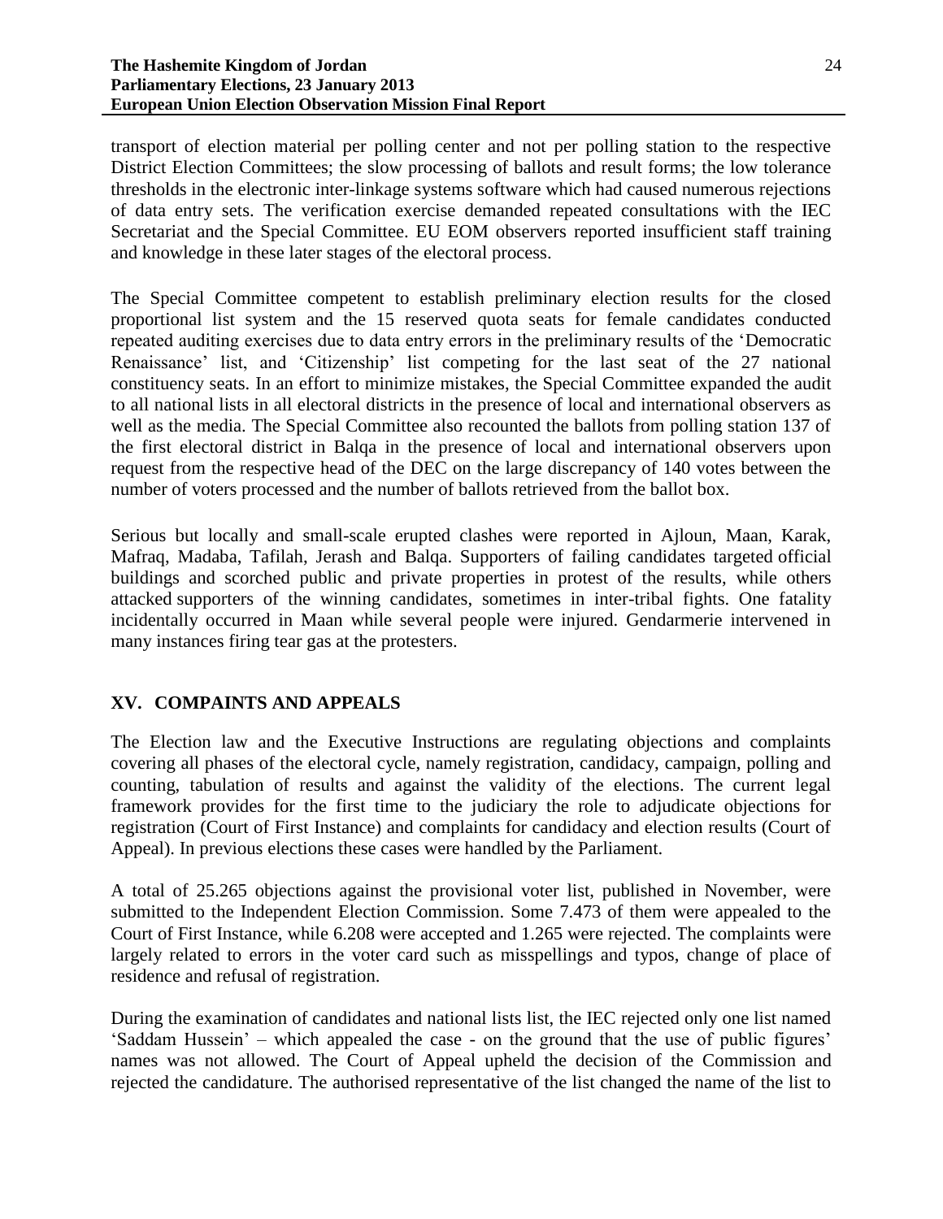transport of election material per polling center and not per polling station to the respective District Election Committees; the slow processing of ballots and result forms; the low tolerance thresholds in the electronic inter-linkage systems software which had caused numerous rejections of data entry sets. The verification exercise demanded repeated consultations with the IEC Secretariat and the Special Committee. EU EOM observers reported insufficient staff training and knowledge in these later stages of the electoral process.

The Special Committee competent to establish preliminary election results for the closed proportional list system and the 15 reserved quota seats for female candidates conducted repeated auditing exercises due to data entry errors in the preliminary results of the 'Democratic Renaissance' list, and 'Citizenship' list competing for the last seat of the 27 national constituency seats. In an effort to minimize mistakes, the Special Committee expanded the audit to all national lists in all electoral districts in the presence of local and international observers as well as the media. The Special Committee also recounted the ballots from polling station 137 of the first electoral district in Balqa in the presence of local and international observers upon request from the respective head of the DEC on the large discrepancy of 140 votes between the number of voters processed and the number of ballots retrieved from the ballot box.

Serious but locally and small-scale erupted clashes were reported in Ajloun, Maan, Karak, Mafraq, Madaba, Tafilah, Jerash and Balqa. Supporters of failing candidates targeted official buildings and scorched public and private properties in protest of the results, while others attacked supporters of the winning candidates, sometimes in inter-tribal fights. One fatality incidentally occurred in Maan while several people were injured. Gendarmerie intervened in many instances firing tear gas at the protesters.

## XV. COMPAINTS AND APPEALS

The Election law and the Executive Instructions are regulating objections and complaints covering all phases of the electoral cycle, namely registration, candidacy, campaign, polling and counting, tabulation of results and against the validity of the elections. The current legal framework provides for the first time to the judiciary the role to adjudicate objections for registration (Court of First Instance) and complaints for candidacy and election results (Court of Appeal). In previous elections these cases were handled by the Parliament.

A total of 25.265 objections against the provisional voter list, published in November, were submitted to the Independent Election Commission. Some 7.473 of them were appealed to the Court of First Instance, while 6.208 were accepted and 1.265 were rejected. The complaints were largely related to errors in the voter card such as misspellings and typos, change of place of residence and refusal of registration.

During the examination of candidates and national lists list, the IEC rejected only one list named 'Saddam Hussein' – which appealed the case - on the ground that the use of public figures' names was not allowed. The Court of Appeal upheld the decision of the Commission and rejected the candidature. The authorised representative of the list changed the name of the list to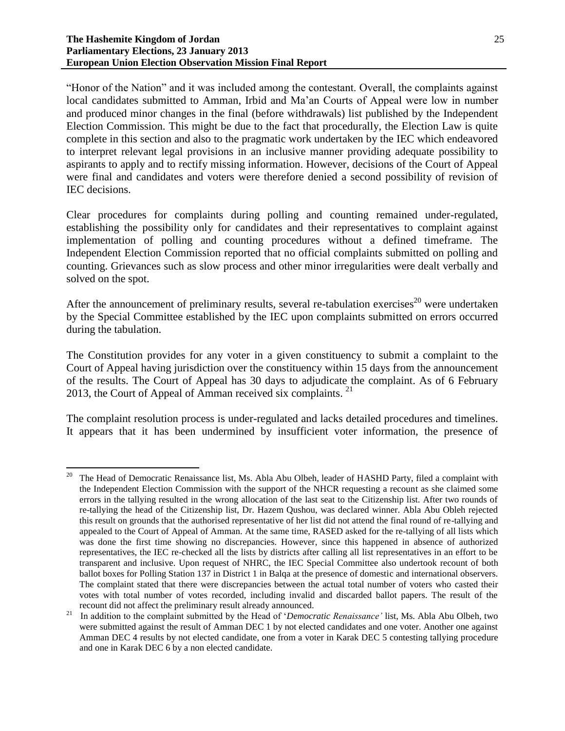"Honor of the Nation" and it was included among the contestant. Overall, the complaints against local candidates submitted to Amman, Irbid and Ma'an Courts of Appeal were low in number and produced minor changes in the final (before withdrawals) list published by the Independent Election Commission. This might be due to the fact that procedurally, the Election Law is quite complete in this section and also to the pragmatic work undertaken by the IEC which endeavored to interpret relevant legal provisions in an inclusive manner providing adequate possibility to aspirants to apply and to rectify missing information. However, decisions of the Court of Appeal were final and candidates and voters were therefore denied a second possibility of revision of IEC decisions.

Clear procedures for complaints during polling and counting remained under-regulated, establishing the possibility only for candidates and their representatives to complaint against implementation of polling and counting procedures without a defined timeframe. The Independent Election Commission reported that no official complaints submitted on polling and counting. Grievances such as slow process and other minor irregularities were dealt verbally and solved on the spot.

After the announcement of preliminary results, several re-tabulation exercises[20] were undertaken by the Special Committee established by the IEC upon complaints submitted on errors occurred during the tabulation.

The Constitution provides for any voter in a given constituency to submit a complaint to the Court of Appeal having jurisdiction over the constituency within 15 days from the announcement of the results. The Court of Appeal has 30 days to adjudicate the complaint. As of 6 February 2013, the Court of Appeal of Amman received six complaints. [21]

The complaint resolution process is under-regulated and lacks detailed procedures and timelines. It appears that it has been undermined by insufficient voter information, the presence of

---

[20] The Head of Democratic Renaissance list, Ms. Abla Abu Olbeh, leader of HASHD Party, filed a complaint with the Independent Election Commission with the support of the NHCR requesting a recount as she claimed some errors in the tallying resulted in the wrong allocation of the last seat to the Citizenship list. After two rounds of re-tallying the head of the Citizenship list, Dr. Hazem Qushou, was declared winner. Abla Abu Obleh rejected this result on grounds that the authorised representative of her list did not attend the final round of re-tallying and appealed to the Court of Appeal of Amman. At the same time, RASED asked for the re-tallying of all lists which was done the first time showing no discrepancies. However, since this happened in absence of authorized representatives, the IEC re-checked all the lists by districts after calling all list representatives in an effort to be transparent and inclusive. Upon request of NHRC, the IEC Special Committee also undertook recount of both ballot boxes for Polling Station 137 in District 1 in Balqa at the presence of domestic and international observers. The complaint stated that there were discrepancies between the actual total number of voters who casted their votes with total number of votes recorded, including invalid and discarded ballot papers. The result of the recount did not affect the preliminary result already announced.

[21] In addition to the complaint submitted by the Head of '*Democratic Renaissance'* list, Ms. Abla Abu Olbeh, two were submitted against the result of Amman DEC 1 by not elected candidates and one voter. Another one against Amman DEC 4 results by not elected candidate, one from a voter in Karak DEC 5 contesting tallying procedure and one in Karak DEC 6 by a non elected candidate.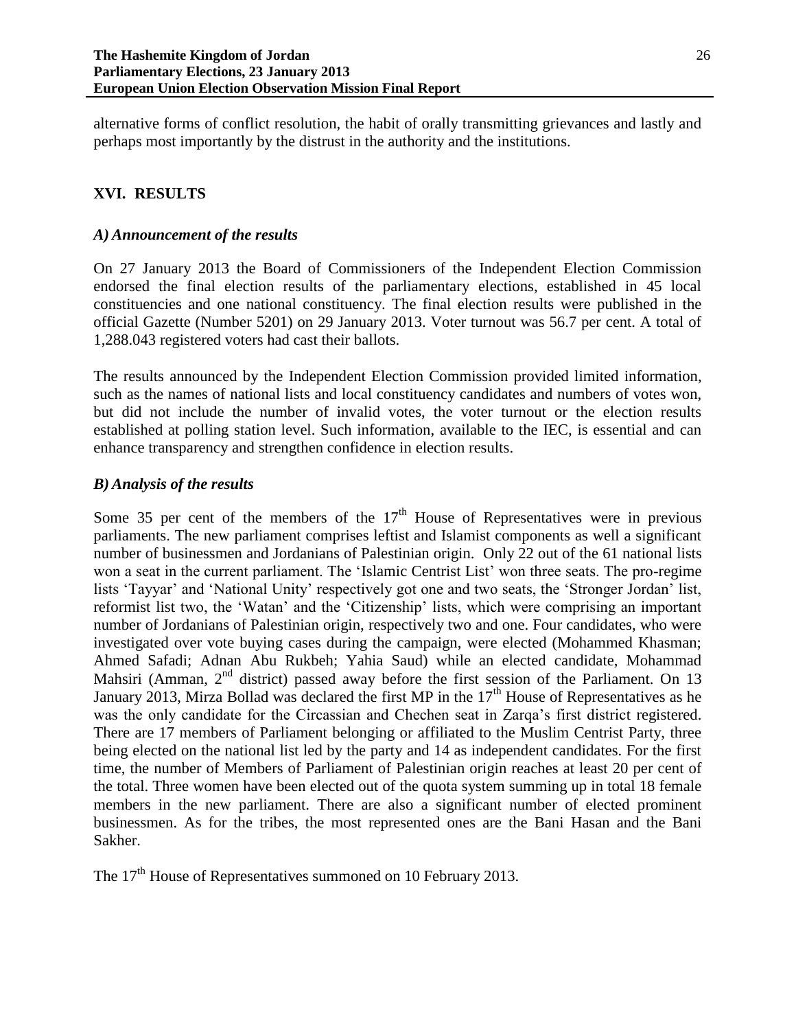alternative forms of conflict resolution, the habit of orally transmitting grievances and lastly and perhaps most importantly by the distrust in the authority and the institutions.

## XVI. RESULTS

### *A) Announcement of the results*

On 27 January 2013 the Board of Commissioners of the Independent Election Commission endorsed the final election results of the parliamentary elections, established in 45 local constituencies and one national constituency. The final election results were published in the official Gazette (Number 5201) on 29 January 2013. Voter turnout was 56.7 per cent. A total of 1,288.043 registered voters had cast their ballots.

The results announced by the Independent Election Commission provided limited information, such as the names of national lists and local constituency candidates and numbers of votes won, but did not include the number of invalid votes, the voter turnout or the election results established at polling station level. Such information, available to the IEC, is essential and can enhance transparency and strengthen confidence in election results.

### *B) Analysis of the results*

Some 35 per cent of the members of the 17th House of Representatives were in previous parliaments. The new parliament comprises leftist and Islamist components as well a significant number of businessmen and Jordanians of Palestinian origin. Only 22 out of the 61 national lists won a seat in the current parliament. The 'Islamic Centrist List' won three seats. The pro-regime lists 'Tayyar' and 'National Unity' respectively got one and two seats, the 'Stronger Jordan' list, reformist list two, the 'Watan' and the 'Citizenship' lists, which were comprising an important number of Jordanians of Palestinian origin, respectively two and one. Four candidates, who were investigated over vote buying cases during the campaign, were elected (Mohammed Khasman; Ahmed Safadi; Adnan Abu Rukbeh; Yahia Saud) while an elected candidate, Mohammad Mahsiri (Amman, 2nd district) passed away before the first session of the Parliament. On 13 January 2013, Mirza Bollad was declared the first MP in the 17th House of Representatives as he was the only candidate for the Circassian and Chechen seat in Zarqa's first district registered. There are 17 members of Parliament belonging or affiliated to the Muslim Centrist Party, three being elected on the national list led by the party and 14 as independent candidates. For the first time, the number of Members of Parliament of Palestinian origin reaches at least 20 per cent of the total. Three women have been elected out of the quota system summing up in total 18 female members in the new parliament. There are also a significant number of elected prominent businessmen. As for the tribes, the most represented ones are the Bani Hasan and the Bani Sakher.

The 17th House of Representatives summoned on 10 February 2013.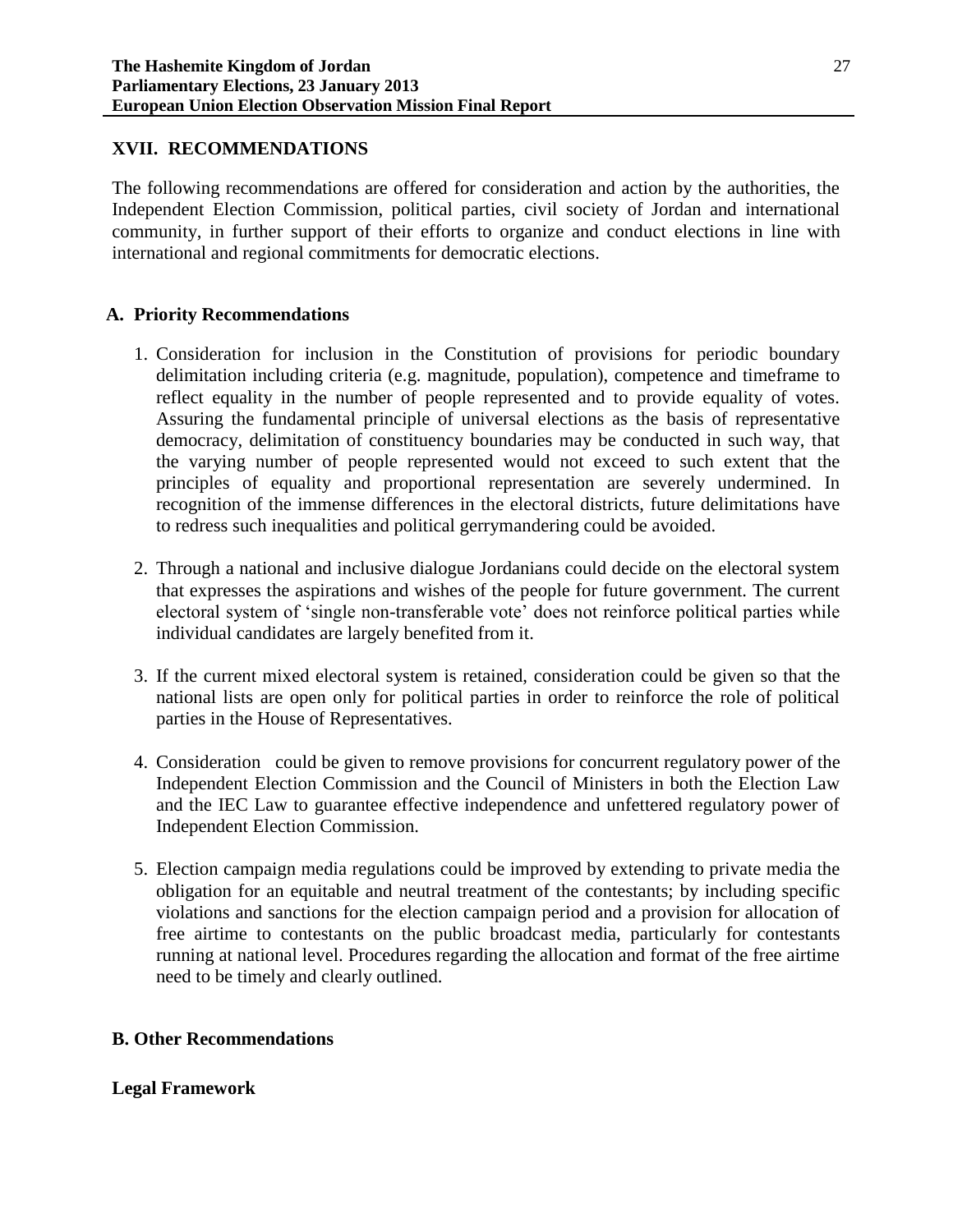## XVII. RECOMMENDATIONS

The following recommendations are offered for consideration and action by the authorities, the Independent Election Commission, political parties, civil society of Jordan and international community, in further support of their efforts to organize and conduct elections in line with international and regional commitments for democratic elections.

### A. Priority Recommendations

1. Consideration for inclusion in the Constitution of provisions for periodic boundary delimitation including criteria (e.g. magnitude, population), competence and timeframe to reflect equality in the number of people represented and to provide equality of votes. Assuring the fundamental principle of universal elections as the basis of representative democracy, delimitation of constituency boundaries may be conducted in such way, that the varying number of people represented would not exceed to such extent that the principles of equality and proportional representation are severely undermined. In recognition of the immense differences in the electoral districts, future delimitations have to redress such inequalities and political gerrymandering could be avoided.

2. Through a national and inclusive dialogue Jordanians could decide on the electoral system that expresses the aspirations and wishes of the people for future government. The current electoral system of 'single non-transferable vote' does not reinforce political parties while individual candidates are largely benefited from it.

3. If the current mixed electoral system is retained, consideration could be given so that the national lists are open only for political parties in order to reinforce the role of political parties in the House of Representatives.

4. Consideration could be given to remove provisions for concurrent regulatory power of the Independent Election Commission and the Council of Ministers in both the Election Law and the IEC Law to guarantee effective independence and unfettered regulatory power of Independent Election Commission.

5. Election campaign media regulations could be improved by extending to private media the obligation for an equitable and neutral treatment of the contestants; by including specific violations and sanctions for the election campaign period and a provision for allocation of free airtime to contestants on the public broadcast media, particularly for contestants running at national level. Procedures regarding the allocation and format of the free airtime need to be timely and clearly outlined.

### B. Other Recommendations

**Legal Framework**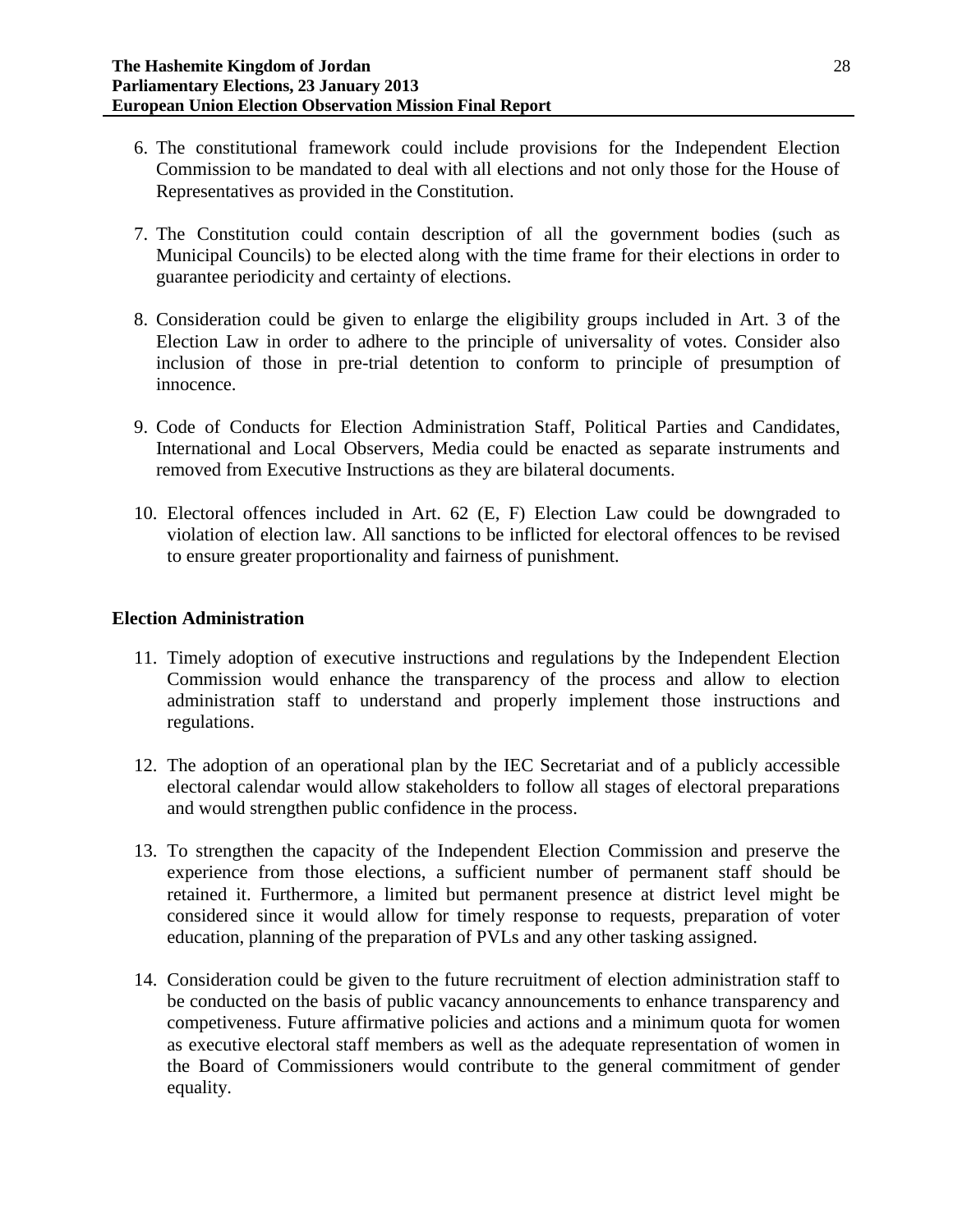6. The constitutional framework could include provisions for the Independent Election Commission to be mandated to deal with all elections and not only those for the House of Representatives as provided in the Constitution.

7. The Constitution could contain description of all the government bodies (such as Municipal Councils) to be elected along with the time frame for their elections in order to guarantee periodicity and certainty of elections.

8. Consideration could be given to enlarge the eligibility groups included in Art. 3 of the Election Law in order to adhere to the principle of universality of votes. Consider also inclusion of those in pre-trial detention to conform to principle of presumption of innocence.

9. Code of Conducts for Election Administration Staff, Political Parties and Candidates, International and Local Observers, Media could be enacted as separate instruments and removed from Executive Instructions as they are bilateral documents.

10. Electoral offences included in Art. 62 (E, F) Election Law could be downgraded to violation of election law. All sanctions to be inflicted for electoral offences to be revised to ensure greater proportionality and fairness of punishment.

## Election Administration

11. Timely adoption of executive instructions and regulations by the Independent Election Commission would enhance the transparency of the process and allow to election administration staff to understand and properly implement those instructions and regulations.

12. The adoption of an operational plan by the IEC Secretariat and of a publicly accessible electoral calendar would allow stakeholders to follow all stages of electoral preparations and would strengthen public confidence in the process.

13. To strengthen the capacity of the Independent Election Commission and preserve the experience from those elections, a sufficient number of permanent staff should be retained it. Furthermore, a limited but permanent presence at district level might be considered since it would allow for timely response to requests, preparation of voter education, planning of the preparation of PVLs and any other tasking assigned.

14. Consideration could be given to the future recruitment of election administration staff to be conducted on the basis of public vacancy announcements to enhance transparency and competiveness. Future affirmative policies and actions and a minimum quota for women as executive electoral staff members as well as the adequate representation of women in the Board of Commissioners would contribute to the general commitment of gender equality.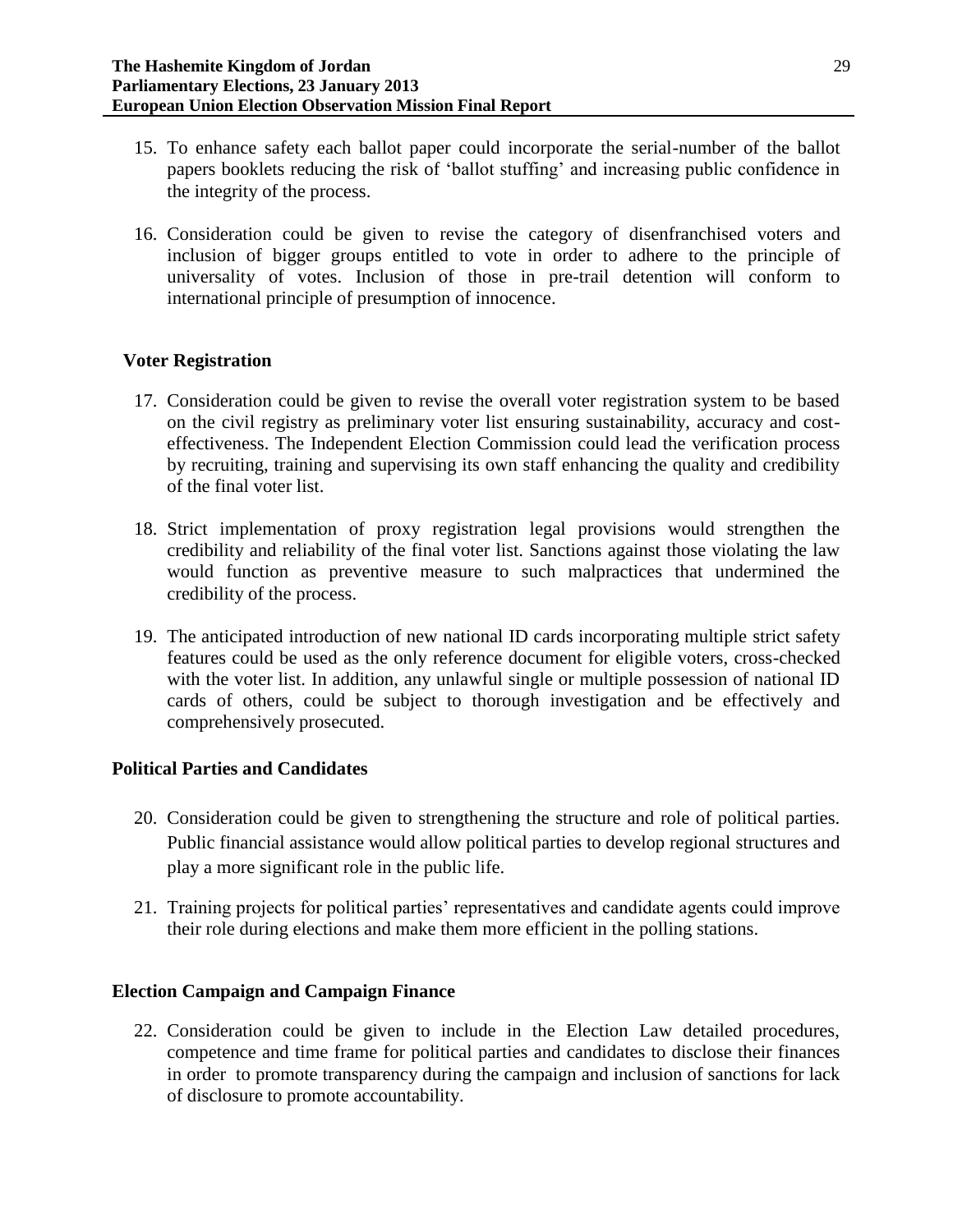15. To enhance safety each ballot paper could incorporate the serial-number of the ballot papers booklets reducing the risk of 'ballot stuffing' and increasing public confidence in the integrity of the process.

16. Consideration could be given to revise the category of disenfranchised voters and inclusion of bigger groups entitled to vote in order to adhere to the principle of universality of votes. Inclusion of those in pre-trail detention will conform to international principle of presumption of innocence.

### Voter Registration

17. Consideration could be given to revise the overall voter registration system to be based on the civil registry as preliminary voter list ensuring sustainability, accuracy and cost-effectiveness. The Independent Election Commission could lead the verification process by recruiting, training and supervising its own staff enhancing the quality and credibility of the final voter list.

18. Strict implementation of proxy registration legal provisions would strengthen the credibility and reliability of the final voter list. Sanctions against those violating the law would function as preventive measure to such malpractices that undermined the credibility of the process.

19. The anticipated introduction of new national ID cards incorporating multiple strict safety features could be used as the only reference document for eligible voters, cross-checked with the voter list. In addition, any unlawful single or multiple possession of national ID cards of others, could be subject to thorough investigation and be effectively and comprehensively prosecuted.

### Political Parties and Candidates

20. Consideration could be given to strengthening the structure and role of political parties. Public financial assistance would allow political parties to develop regional structures and play a more significant role in the public life.

21. Training projects for political parties' representatives and candidate agents could improve their role during elections and make them more efficient in the polling stations.

### Election Campaign and Campaign Finance

22. Consideration could be given to include in the Election Law detailed procedures, competence and time frame for political parties and candidates to disclose their finances in order to promote transparency during the campaign and inclusion of sanctions for lack of disclosure to promote accountability.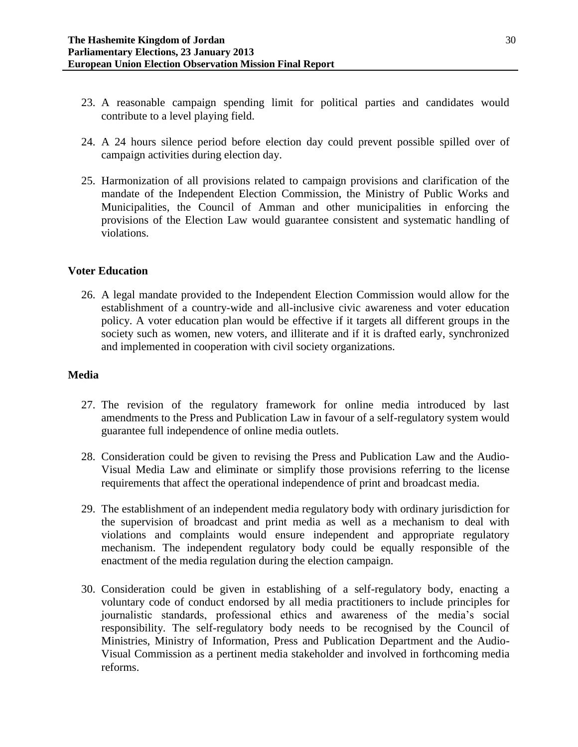23. A reasonable campaign spending limit for political parties and candidates would contribute to a level playing field.

24. A 24 hours silence period before election day could prevent possible spilled over of campaign activities during election day.

25. Harmonization of all provisions related to campaign provisions and clarification of the mandate of the Independent Election Commission, the Ministry of Public Works and Municipalities, the Council of Amman and other municipalities in enforcing the provisions of the Election Law would guarantee consistent and systematic handling of violations.

### Voter Education

26. A legal mandate provided to the Independent Election Commission would allow for the establishment of a country-wide and all-inclusive civic awareness and voter education policy. A voter education plan would be effective if it targets all different groups in the society such as women, new voters, and illiterate and if it is drafted early, synchronized and implemented in cooperation with civil society organizations.

### Media

27. The revision of the regulatory framework for online media introduced by last amendments to the Press and Publication Law in favour of a self-regulatory system would guarantee full independence of online media outlets.

28. Consideration could be given to revising the Press and Publication Law and the Audio-Visual Media Law and eliminate or simplify those provisions referring to the license requirements that affect the operational independence of print and broadcast media.

29. The establishment of an independent media regulatory body with ordinary jurisdiction for the supervision of broadcast and print media as well as a mechanism to deal with violations and complaints would ensure independent and appropriate regulatory mechanism. The independent regulatory body could be equally responsible of the enactment of the media regulation during the election campaign.

30. Consideration could be given in establishing of a self-regulatory body, enacting a voluntary code of conduct endorsed by all media practitioners to include principles for journalistic standards, professional ethics and awareness of the media's social responsibility. The self-regulatory body needs to be recognised by the Council of Ministries, Ministry of Information, Press and Publication Department and the Audio-Visual Commission as a pertinent media stakeholder and involved in forthcoming media reforms.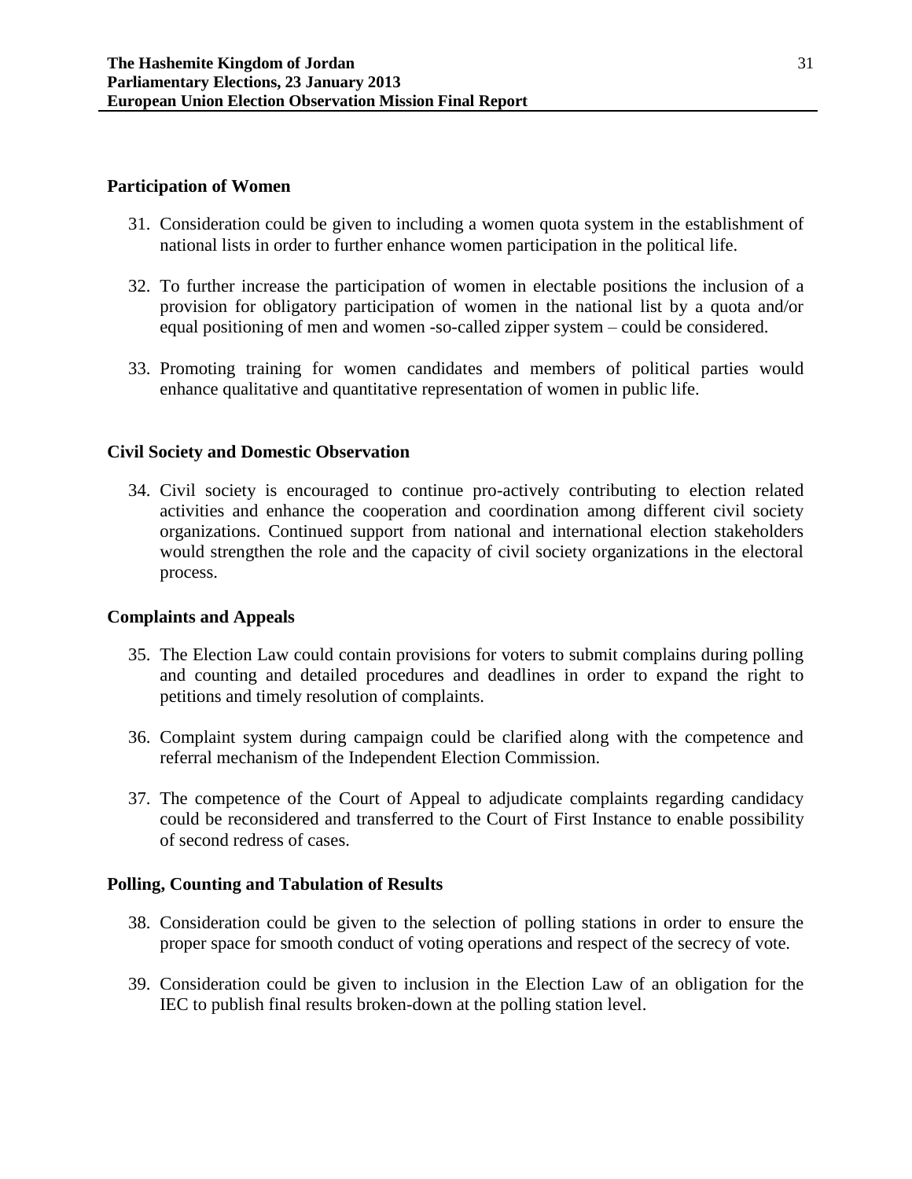### Participation of Women

31. Consideration could be given to including a women quota system in the establishment of national lists in order to further enhance women participation in the political life.

32. To further increase the participation of women in electable positions the inclusion of a provision for obligatory participation of women in the national list by a quota and/or equal positioning of men and women -so-called zipper system – could be considered.

33. Promoting training for women candidates and members of political parties would enhance qualitative and quantitative representation of women in public life.

### Civil Society and Domestic Observation

34. Civil society is encouraged to continue pro-actively contributing to election related activities and enhance the cooperation and coordination among different civil society organizations. Continued support from national and international election stakeholders would strengthen the role and the capacity of civil society organizations in the electoral process.

### Complaints and Appeals

35. The Election Law could contain provisions for voters to submit complains during polling and counting and detailed procedures and deadlines in order to expand the right to petitions and timely resolution of complaints.

36. Complaint system during campaign could be clarified along with the competence and referral mechanism of the Independent Election Commission.

37. The competence of the Court of Appeal to adjudicate complaints regarding candidacy could be reconsidered and transferred to the Court of First Instance to enable possibility of second redress of cases.

### Polling, Counting and Tabulation of Results

38. Consideration could be given to the selection of polling stations in order to ensure the proper space for smooth conduct of voting operations and respect of the secrecy of vote.

39. Consideration could be given to inclusion in the Election Law of an obligation for the IEC to publish final results broken-down at the polling station level.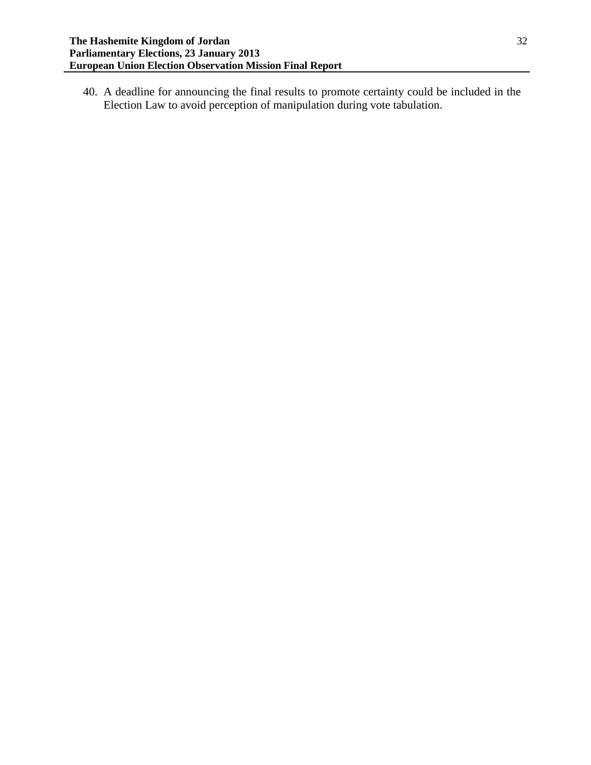40. A deadline for announcing the final results to promote certainty could be included in the Election Law to avoid perception of manipulation during vote tabulation.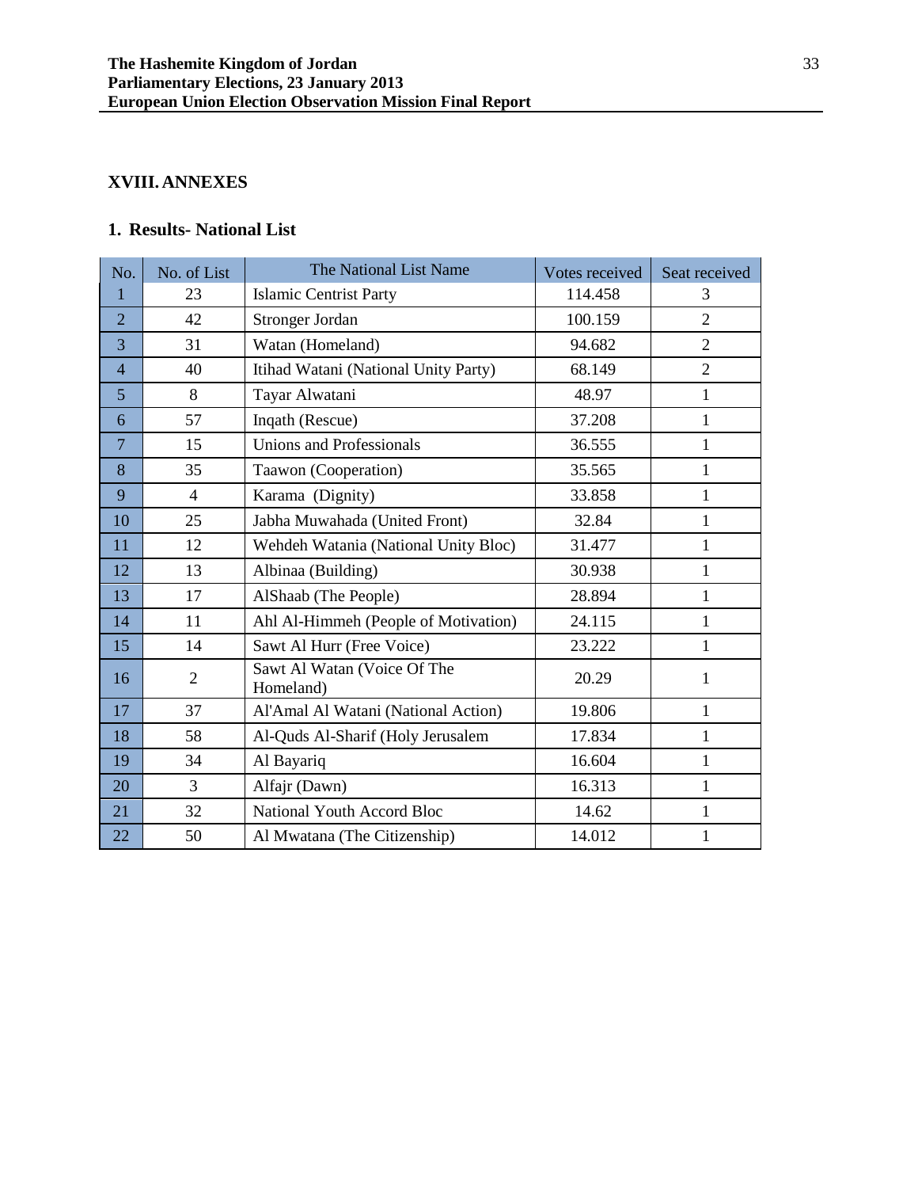## XVIII. ANNEXES

### 1. Results- National List

| No. | No. of List | The National List Name | Votes received | Seat received |
|---|---|---|---|---|
| 1 | 23 | Islamic Centrist Party | 114.458 | 3 |
| 2 | 42 | Stronger Jordan | 100.159 | 2 |
| 3 | 31 | Watan (Homeland) | 94.682 | 2 |
| 4 | 40 | Itihad Watani (National Unity Party) | 68.149 | 2 |
| 5 | 8 | Tayar Alwatani | 48.97 | 1 |
| 6 | 57 | Inqath (Rescue) | 37.208 | 1 |
| 7 | 15 | Unions and Professionals | 36.555 | 1 |
| 8 | 35 | Taawon (Cooperation) | 35.565 | 1 |
| 9 | 4 | Karama (Dignity) | 33.858 | 1 |
| 10 | 25 | Jabha Muwahada (United Front) | 32.84 | 1 |
| 11 | 12 | Wehdeh Watania (National Unity Bloc) | 31.477 | 1 |
| 12 | 13 | Albinaa (Building) | 30.938 | 1 |
| 13 | 17 | AlShaab (The People) | 28.894 | 1 |
| 14 | 11 | Ahl Al-Himmeh (People of Motivation) | 24.115 | 1 |
| 15 | 14 | Sawt Al Hurr (Free Voice) | 23.222 | 1 |
| 16 | 2 | Sawt Al Watan (Voice Of The Homeland) | 20.29 | 1 |
| 17 | 37 | Al'Amal Al Watani (National Action) | 19.806 | 1 |
| 18 | 58 | Al-Quds Al-Sharif (Holy Jerusalem | 17.834 | 1 |
| 19 | 34 | Al Bayariq | 16.604 | 1 |
| 20 | 3 | Alfajr (Dawn) | 16.313 | 1 |
| 21 | 32 | National Youth Accord Bloc | 14.62 | 1 |
| 22 | 50 | Al Mwatana (The Citizenship) | 14.012 | 1 |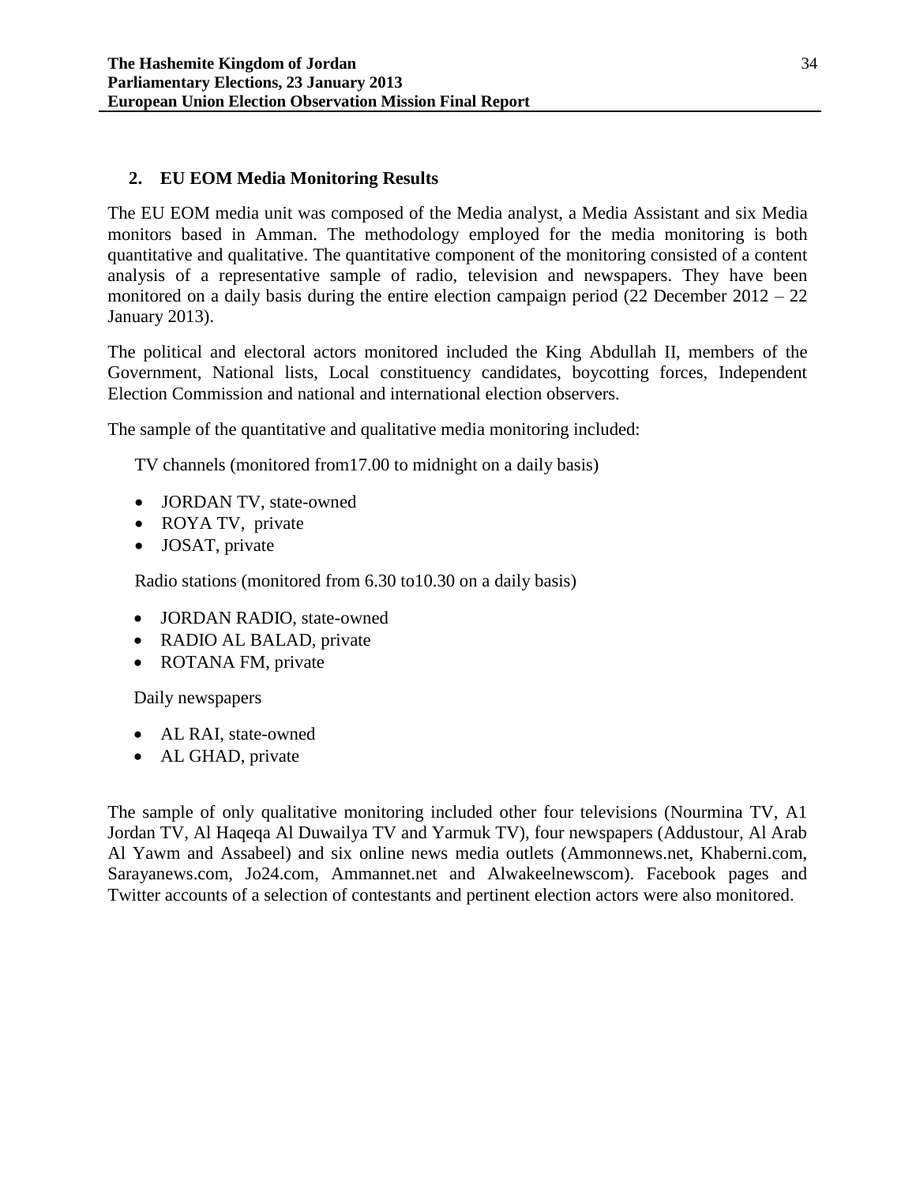## 2. EU EOM Media Monitoring Results

The EU EOM media unit was composed of the Media analyst, a Media Assistant and six Media monitors based in Amman. The methodology employed for the media monitoring is both quantitative and qualitative. The quantitative component of the monitoring consisted of a content analysis of a representative sample of radio, television and newspapers. They have been monitored on a daily basis during the entire election campaign period (22 December 2012 – 22 January 2013).

The political and electoral actors monitored included the King Abdullah II, members of the Government, National lists, Local constituency candidates, boycotting forces, Independent Election Commission and national and international election observers.

The sample of the quantitative and qualitative media monitoring included:

TV channels (monitored from17.00 to midnight on a daily basis)

- JORDAN TV, state-owned
- ROYA TV, private
- JOSAT, private

Radio stations (monitored from 6.30 to10.30 on a daily basis)

- JORDAN RADIO, state-owned
- RADIO AL BALAD, private
- ROTANA FM, private

Daily newspapers

- AL RAI, state-owned
- AL GHAD, private

The sample of only qualitative monitoring included other four televisions (Nourmina TV, A1 Jordan TV, Al Haqeqa Al Duwailya TV and Yarmuk TV), four newspapers (Addustour, Al Arab Al Yawm and Assabeel) and six online news media outlets (Ammonnews.net, Khaberni.com, Sarayanews.com, Jo24.com, Ammannet.net and Alwakeelnewscom). Facebook pages and Twitter accounts of a selection of contestants and pertinent election actors were also monitored.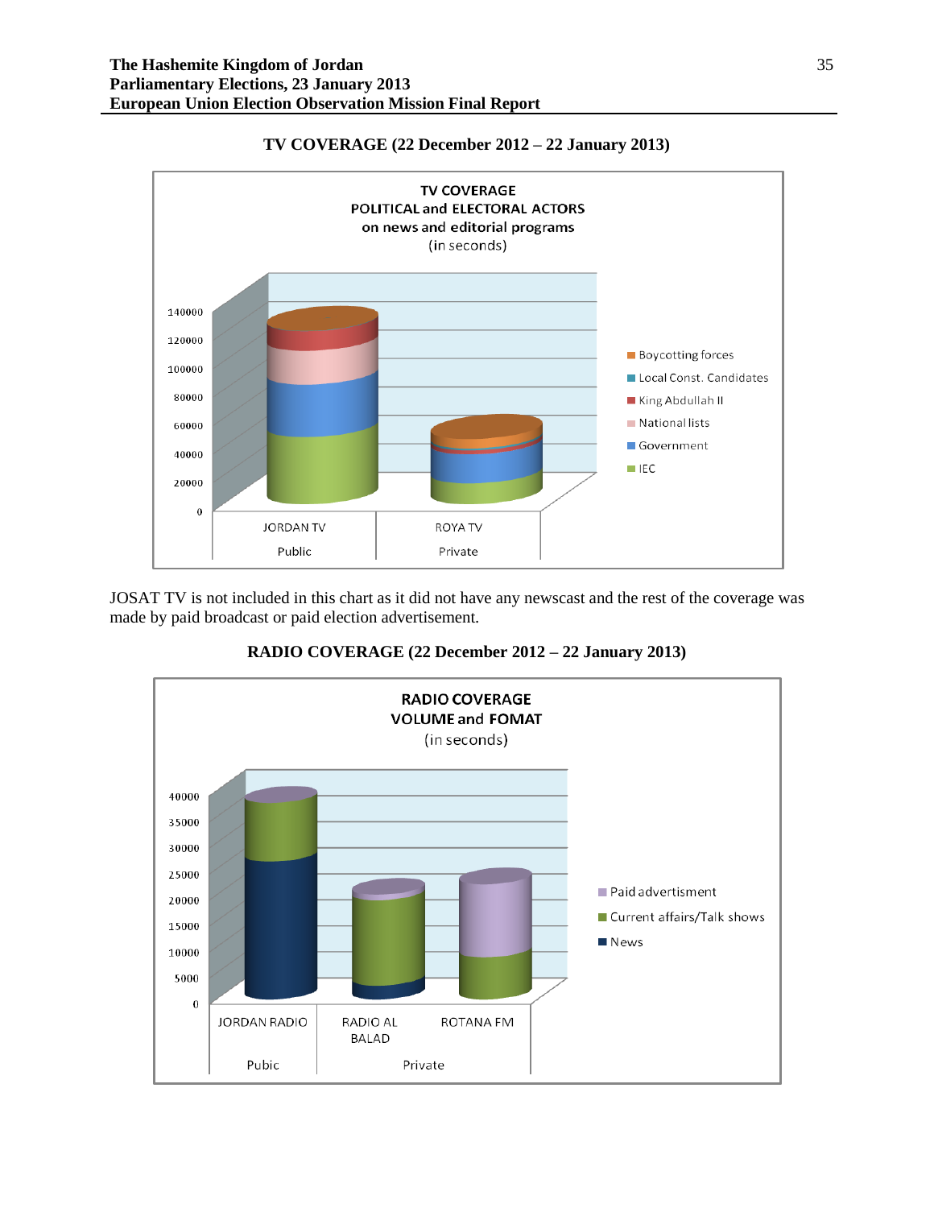**TV COVERAGE (22 December 2012 – 22 January 2013)**

TV COVERAGE
POLITICAL and ELECTORAL ACTORS
on news and editorial programs
(in seconds)

JOSAT TV is not included in this chart as it did not have any newscast and the rest of the coverage was made by paid broadcast or paid election advertisement.

**RADIO COVERAGE (22 December 2012 – 22 January 2013)**

RADIO COVERAGE
VOLUME and FOMAT
(in seconds)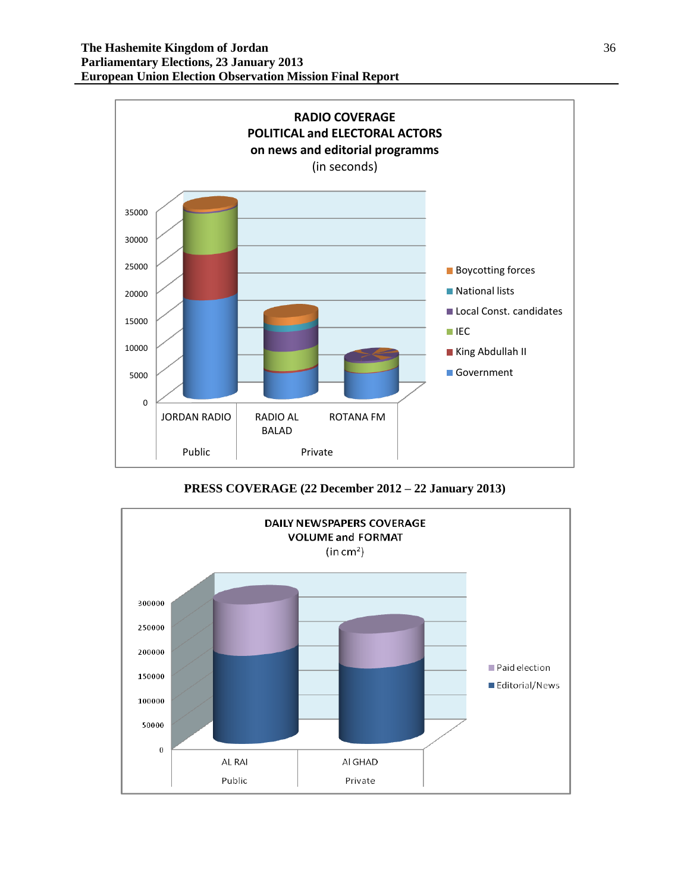**RADIO COVERAGE**
**POLITICAL and ELECTORAL ACTORS**
**on news and editorial programms**
(in seconds)

Legend: Boycotting forces, National lists, Local Const. candidates, IEC, King Abdullah II, Government

Y-axis: 0, 5000, 10000, 15000, 20000, 25000, 30000, 35000

| Public | Private | |
|---|---|---|
| JORDAN RADIO | RADIO AL BALAD | ROTANA FM |

## PRESS COVERAGE (22 December 2012 – 22 January 2013)

**DAILY NEWSPAPERS COVERAGE**
**VOLUME and FORMAT**
(in cm[2])

Legend: Paid election, Editorial/News

Y-axis: 0, 50000, 100000, 150000, 200000, 250000, 300000

| Public | Private |
|---|---|
| AL RAI | Al GHAD |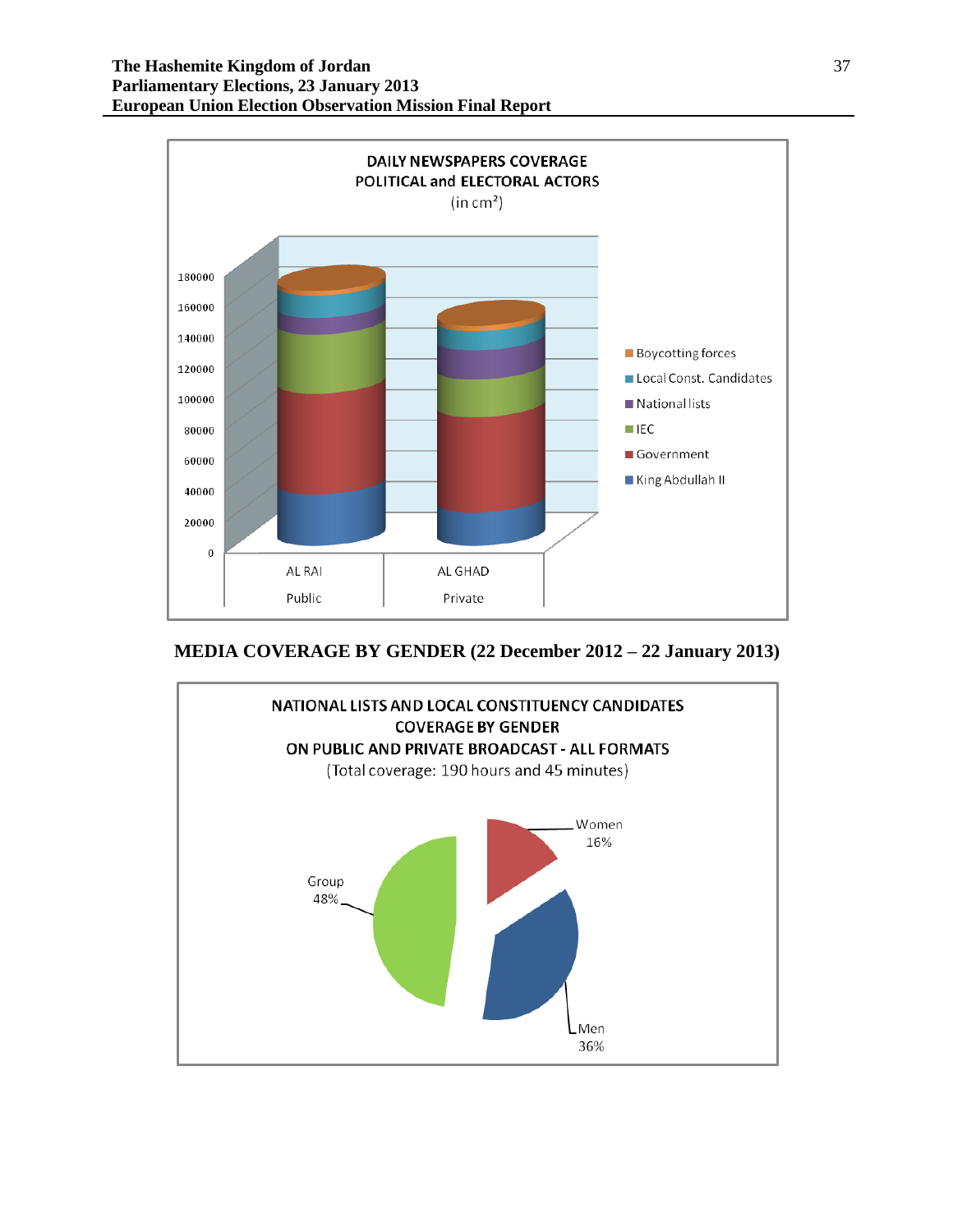DAILY NEWSPAPERS COVERAGE
POLITICAL and ELECTORAL ACTORS
(in cm²)

**MEDIA COVERAGE BY GENDER (22 December 2012 – 22 January 2013)**

NATIONAL LISTS AND LOCAL CONSTITUENCY CANDIDATES
COVERAGE BY GENDER
ON PUBLIC AND PRIVATE BROADCAST - ALL FORMATS
(Total coverage: 190 hours and 45 minutes)

| Category | Share |
| --- | --- |
| Women | 16% |
| Men | 36% |
| Group | 48% |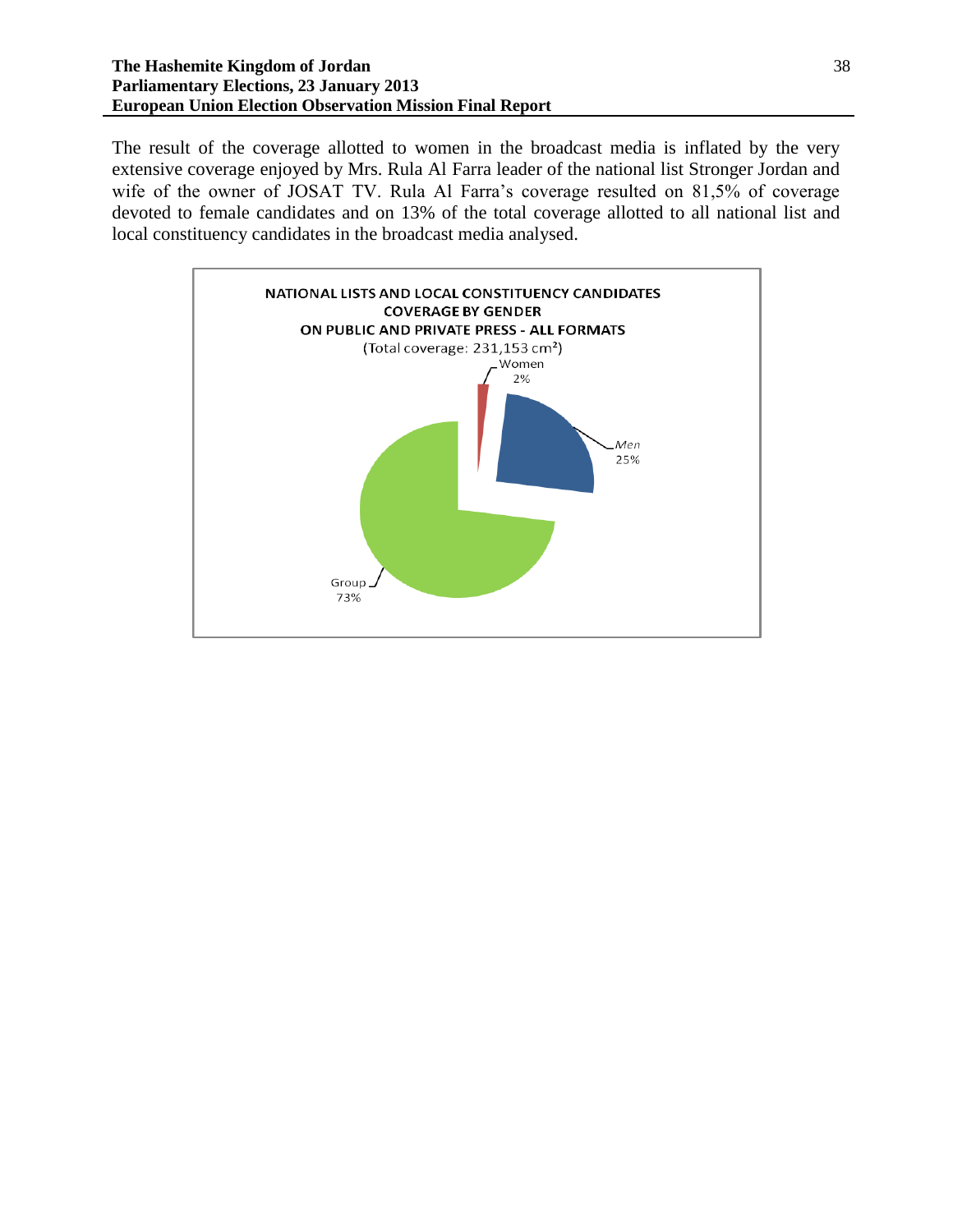The result of the coverage allotted to women in the broadcast media is inflated by the very extensive coverage enjoyed by Mrs. Rula Al Farra leader of the national list Stronger Jordan and wife of the owner of JOSAT TV. Rula Al Farra's coverage resulted on 81,5% of coverage devoted to female candidates and on 13% of the total coverage allotted to all national list and local constituency candidates in the broadcast media analysed.

NATIONAL LISTS AND LOCAL CONSTITUENCY CANDIDATES
COVERAGE BY GENDER
ON PUBLIC AND PRIVATE PRESS - ALL FORMATS
(Total coverage: 231,153 cm²)

Women
2%

Men
25%

Group
73%